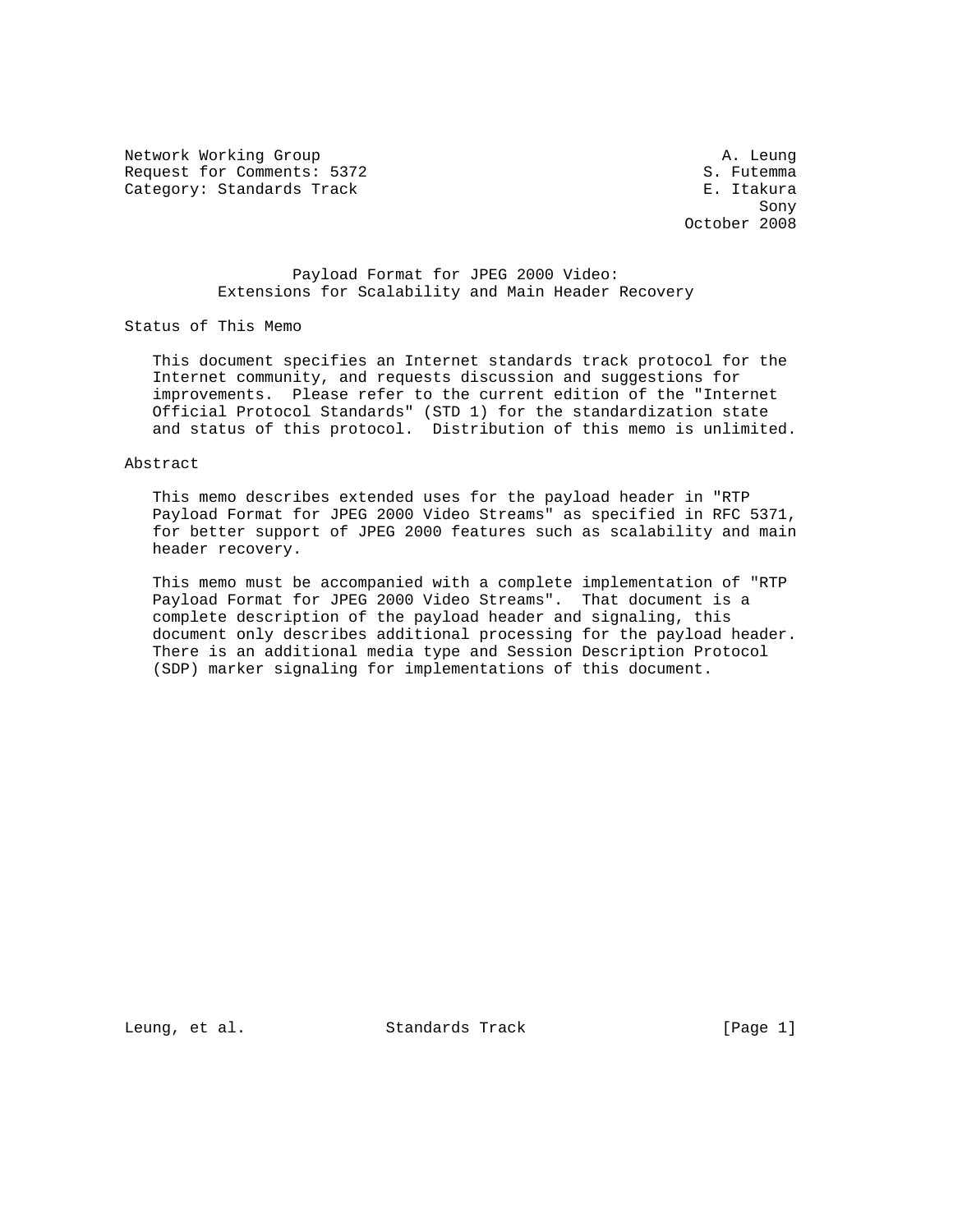Network Working Group A. Leung
Request for Comments: 5372 S. Futemma
Category: Standards Track E. Itakura
Sony
October 2008

# Payload Format for JPEG 2000 Video: Extensions for Scalability and Main Header Recovery

## Status of This Memo

This document specifies an Internet standards track protocol for the Internet community, and requests discussion and suggestions for improvements. Please refer to the current edition of the "Internet Official Protocol Standards" (STD 1) for the standardization state and status of this protocol. Distribution of this memo is unlimited.

## Abstract

This memo describes extended uses for the payload header in "RTP Payload Format for JPEG 2000 Video Streams" as specified in RFC 5371, for better support of JPEG 2000 features such as scalability and main header recovery.

This memo must be accompanied with a complete implementation of "RTP Payload Format for JPEG 2000 Video Streams". That document is a complete description of the payload header and signaling, this document only describes additional processing for the payload header. There is an additional media type and Session Description Protocol (SDP) marker signaling for implementations of this document.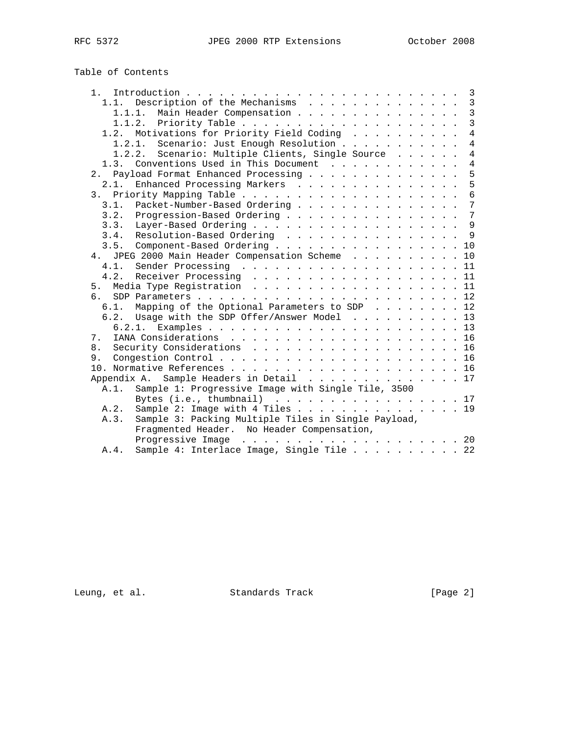Table of Contents

```
   1.  Introduction . . . . . . . . . . . . . . . . . . . . . . . . .  3
     1.1.  Description of the Mechanisms  . . . . . . . . . . . . . .  3
       1.1.1.  Main Header Compensation . . . . . . . . . . . . . . .  3
       1.1.2.  Priority Table . . . . . . . . . . . . . . . . . . . .  3
     1.2.  Motivations for Priority Field Coding  . . . . . . . . . .  4
       1.2.1.  Scenario: Just Enough Resolution . . . . . . . . . . .  4
       1.2.2.  Scenario: Multiple Clients, Single Source  . . . . . .  4
     1.3.  Conventions Used in This Document  . . . . . . . . . . . .  4
   2.  Payload Format Enhanced Processing . . . . . . . . . . . . . .  5
     2.1.  Enhanced Processing Markers  . . . . . . . . . . . . . . .  5
   3.  Priority Mapping Table . . . . . . . . . . . . . . . . . . . .  6
     3.1.  Packet-Number-Based Ordering . . . . . . . . . . . . . . .  7
     3.2.  Progression-Based Ordering . . . . . . . . . . . . . . . .  7
     3.3.  Layer-Based Ordering . . . . . . . . . . . . . . . . . . .  9
     3.4.  Resolution-Based Ordering  . . . . . . . . . . . . . . . .  9
     3.5.  Component-Based Ordering . . . . . . . . . . . . . . . . . 10
   4.  JPEG 2000 Main Header Compensation Scheme  . . . . . . . . . . 10
     4.1.  Sender Processing  . . . . . . . . . . . . . . . . . . . . 11
     4.2.  Receiver Processing  . . . . . . . . . . . . . . . . . . . 11
   5.  Media Type Registration  . . . . . . . . . . . . . . . . . . . 11
   6.  SDP Parameters . . . . . . . . . . . . . . . . . . . . . . . . 12
     6.1.  Mapping of the Optional Parameters to SDP  . . . . . . . . 12
     6.2.  Usage with the SDP Offer/Answer Model  . . . . . . . . . . 13
       6.2.1.  Examples . . . . . . . . . . . . . . . . . . . . . . . 13
   7.  IANA Considerations  . . . . . . . . . . . . . . . . . . . . . 16
   8.  Security Considerations  . . . . . . . . . . . . . . . . . . . 16
   9.  Congestion Control . . . . . . . . . . . . . . . . . . . . . . 16
   10. Normative References . . . . . . . . . . . . . . . . . . . . . 16
   Appendix A.  Sample Headers in Detail  . . . . . . . . . . . . . . 17
     A.1.  Sample 1: Progressive Image with Single Tile, 3500
           Bytes (i.e., thumbnail)  . . . . . . . . . . . . . . . . . 17
     A.2.  Sample 2: Image with 4 Tiles . . . . . . . . . . . . . . . 19
     A.3.  Sample 3: Packing Multiple Tiles in Single Payload,
           Fragmented Header.  No Header Compensation,
           Progressive Image  . . . . . . . . . . . . . . . . . . . . 20
     A.4.  Sample 4: Interlace Image, Single Tile . . . . . . . . . . 22
```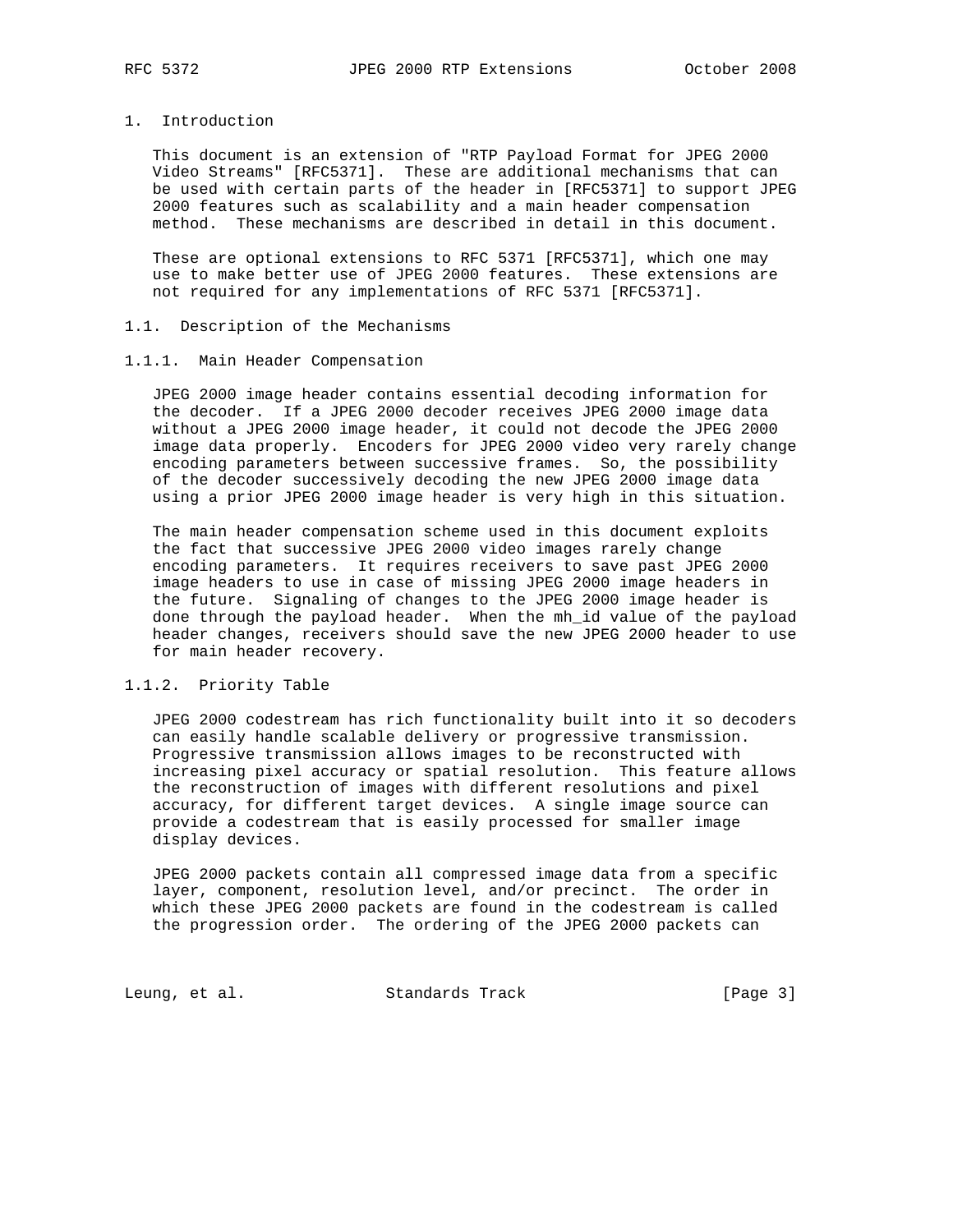# 1. Introduction

This document is an extension of "RTP Payload Format for JPEG 2000 Video Streams" [RFC5371]. These are additional mechanisms that can be used with certain parts of the header in [RFC5371] to support JPEG 2000 features such as scalability and a main header compensation method. These mechanisms are described in detail in this document.

These are optional extensions to RFC 5371 [RFC5371], which one may use to make better use of JPEG 2000 features. These extensions are not required for any implementations of RFC 5371 [RFC5371].

## 1.1. Description of the Mechanisms

### 1.1.1. Main Header Compensation

JPEG 2000 image header contains essential decoding information for the decoder. If a JPEG 2000 decoder receives JPEG 2000 image data without a JPEG 2000 image header, it could not decode the JPEG 2000 image data properly. Encoders for JPEG 2000 video very rarely change encoding parameters between successive frames. So, the possibility of the decoder successively decoding the new JPEG 2000 image data using a prior JPEG 2000 image header is very high in this situation.

The main header compensation scheme used in this document exploits the fact that successive JPEG 2000 video images rarely change encoding parameters. It requires receivers to save past JPEG 2000 image headers to use in case of missing JPEG 2000 image headers in the future. Signaling of changes to the JPEG 2000 image header is done through the payload header. When the mh_id value of the payload header changes, receivers should save the new JPEG 2000 header to use for main header recovery.

### 1.1.2. Priority Table

JPEG 2000 codestream has rich functionality built into it so decoders can easily handle scalable delivery or progressive transmission. Progressive transmission allows images to be reconstructed with increasing pixel accuracy or spatial resolution. This feature allows the reconstruction of images with different resolutions and pixel accuracy, for different target devices. A single image source can provide a codestream that is easily processed for smaller image display devices.

JPEG 2000 packets contain all compressed image data from a specific layer, component, resolution level, and/or precinct. The order in which these JPEG 2000 packets are found in the codestream is called the progression order. The ordering of the JPEG 2000 packets can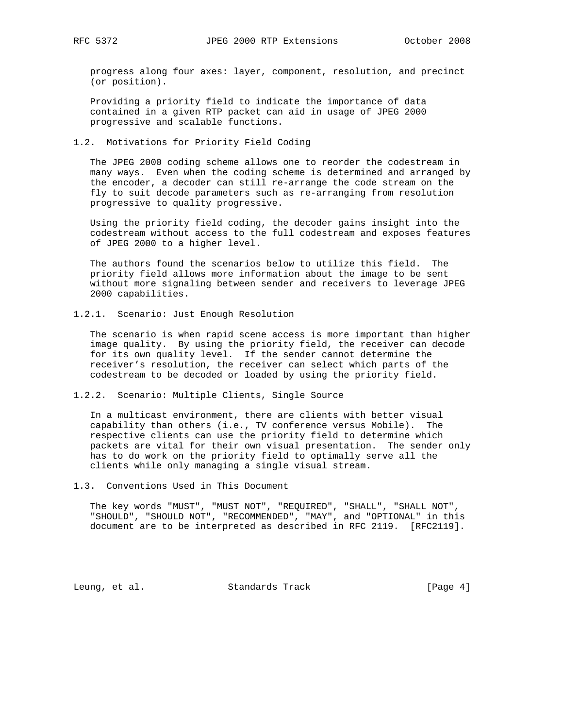progress along four axes: layer, component, resolution, and precinct (or position).

Providing a priority field to indicate the importance of data contained in a given RTP packet can aid in usage of JPEG 2000 progressive and scalable functions.

### 1.2. Motivations for Priority Field Coding

The JPEG 2000 coding scheme allows one to reorder the codestream in many ways. Even when the coding scheme is determined and arranged by the encoder, a decoder can still re-arrange the code stream on the fly to suit decode parameters such as re-arranging from resolution progressive to quality progressive.

Using the priority field coding, the decoder gains insight into the codestream without access to the full codestream and exposes features of JPEG 2000 to a higher level.

The authors found the scenarios below to utilize this field. The priority field allows more information about the image to be sent without more signaling between sender and receivers to leverage JPEG 2000 capabilities.

#### 1.2.1. Scenario: Just Enough Resolution

The scenario is when rapid scene access is more important than higher image quality. By using the priority field, the receiver can decode for its own quality level. If the sender cannot determine the receiver's resolution, the receiver can select which parts of the codestream to be decoded or loaded by using the priority field.

#### 1.2.2. Scenario: Multiple Clients, Single Source

In a multicast environment, there are clients with better visual capability than others (i.e., TV conference versus Mobile). The respective clients can use the priority field to determine which packets are vital for their own visual presentation. The sender only has to do work on the priority field to optimally serve all the clients while only managing a single visual stream.

### 1.3. Conventions Used in This Document

The key words "MUST", "MUST NOT", "REQUIRED", "SHALL", "SHALL NOT", "SHOULD", "SHOULD NOT", "RECOMMENDED", "MAY", and "OPTIONAL" in this document are to be interpreted as described in RFC 2119. [RFC2119].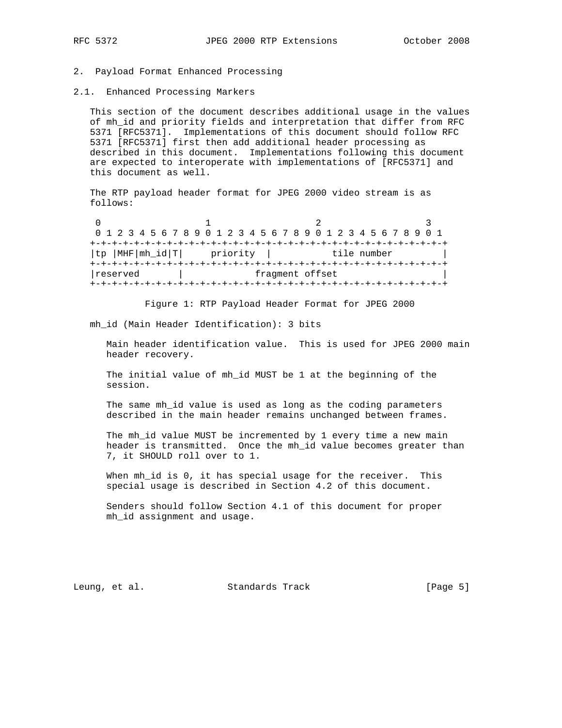## 2. Payload Format Enhanced Processing

### 2.1. Enhanced Processing Markers

This section of the document describes additional usage in the values of mh_id and priority fields and interpretation that differ from RFC 5371 [RFC5371]. Implementations of this document should follow RFC 5371 [RFC5371] first then add additional header processing as described in this document. Implementations following this document are expected to interoperate with implementations of [RFC5371] and this document as well.

The RTP payload header format for JPEG 2000 video stream is as follows:

```
 0                   1                   2                   3
 0 1 2 3 4 5 6 7 8 9 0 1 2 3 4 5 6 7 8 9 0 1 2 3 4 5 6 7 8 9 0 1
+-+-+-+-+-+-+-+-+-+-+-+-+-+-+-+-+-+-+-+-+-+-+-+-+-+-+-+-+-+-+-+-+
|tp |MHF|mh_id|T|     priority  |           tile number         |
+-+-+-+-+-+-+-+-+-+-+-+-+-+-+-+-+-+-+-+-+-+-+-+-+-+-+-+-+-+-+-+-+
|reserved       |             fragment offset                   |
+-+-+-+-+-+-+-+-+-+-+-+-+-+-+-+-+-+-+-+-+-+-+-+-+-+-+-+-+-+-+-+-+
```

Figure 1: RTP Payload Header Format for JPEG 2000

mh_id (Main Header Identification): 3 bits

Main header identification value. This is used for JPEG 2000 main header recovery.

The initial value of mh_id MUST be 1 at the beginning of the session.

The same mh_id value is used as long as the coding parameters described in the main header remains unchanged between frames.

The mh_id value MUST be incremented by 1 every time a new main header is transmitted. Once the mh_id value becomes greater than 7, it SHOULD roll over to 1.

When mh_id is 0, it has special usage for the receiver. This special usage is described in Section 4.2 of this document.

Senders should follow Section 4.1 of this document for proper mh_id assignment and usage.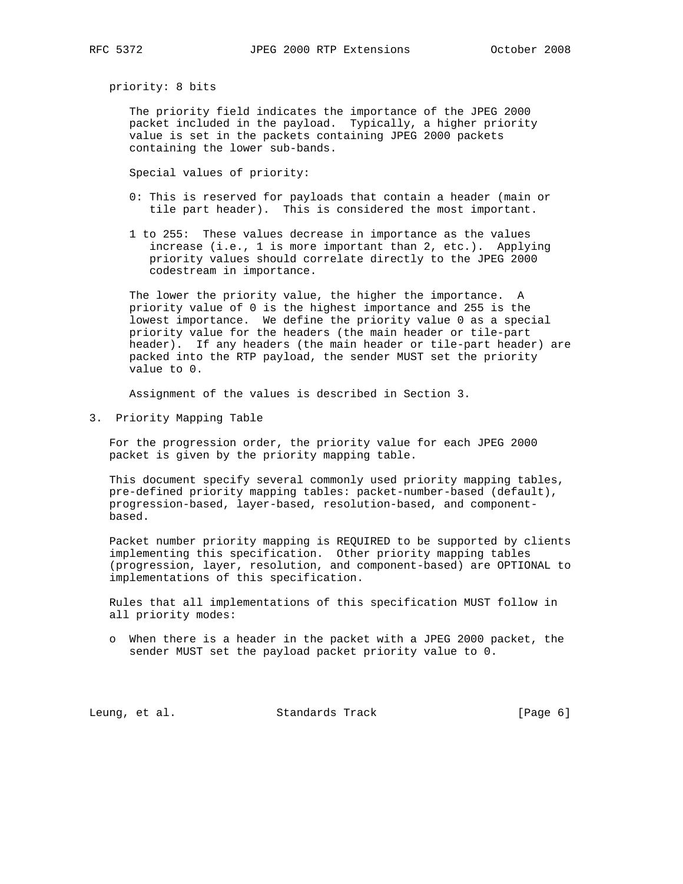priority: 8 bits

The priority field indicates the importance of the JPEG 2000 packet included in the payload. Typically, a higher priority value is set in the packets containing JPEG 2000 packets containing the lower sub-bands.

Special values of priority:

- 0: This is reserved for payloads that contain a header (main or tile part header). This is considered the most important.
- 1 to 255: These values decrease in importance as the values increase (i.e., 1 is more important than 2, etc.). Applying priority values should correlate directly to the JPEG 2000 codestream in importance.

The lower the priority value, the higher the importance. A priority value of 0 is the highest importance and 255 is the lowest importance. We define the priority value 0 as a special priority value for the headers (the main header or tile-part header). If any headers (the main header or tile-part header) are packed into the RTP payload, the sender MUST set the priority value to 0.

Assignment of the values is described in Section 3.

## 3. Priority Mapping Table

For the progression order, the priority value for each JPEG 2000 packet is given by the priority mapping table.

This document specify several commonly used priority mapping tables, pre-defined priority mapping tables: packet-number-based (default), progression-based, layer-based, resolution-based, and component-based.

Packet number priority mapping is REQUIRED to be supported by clients implementing this specification. Other priority mapping tables (progression, layer, resolution, and component-based) are OPTIONAL to implementations of this specification.

Rules that all implementations of this specification MUST follow in all priority modes:

- o When there is a header in the packet with a JPEG 2000 packet, the sender MUST set the payload packet priority value to 0.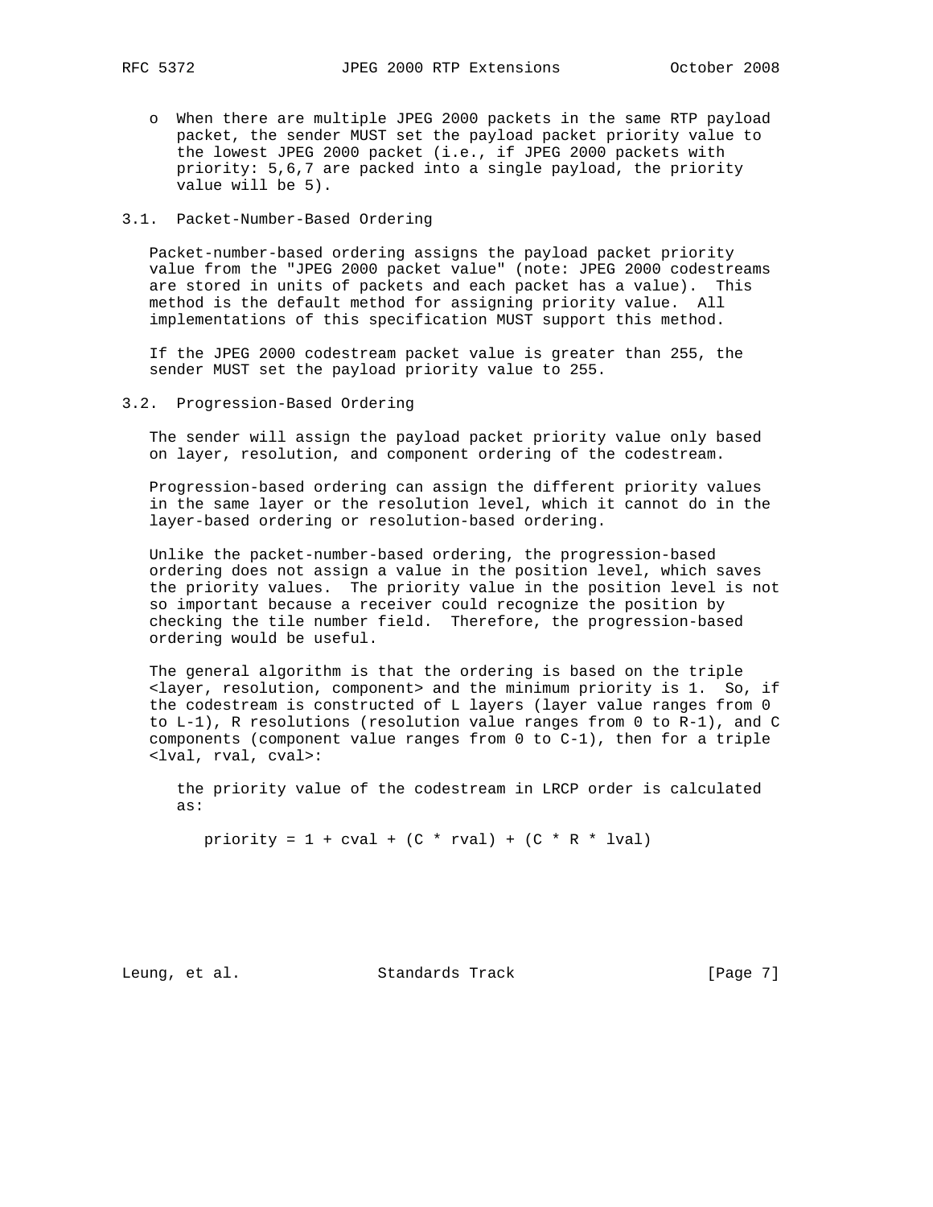- When there are multiple JPEG 2000 packets in the same RTP payload packet, the sender MUST set the payload packet priority value to the lowest JPEG 2000 packet (i.e., if JPEG 2000 packets with priority: 5,6,7 are packed into a single payload, the priority value will be 5).

### 3.1. Packet-Number-Based Ordering

Packet-number-based ordering assigns the payload packet priority value from the "JPEG 2000 packet value" (note: JPEG 2000 codestreams are stored in units of packets and each packet has a value). This method is the default method for assigning priority value. All implementations of this specification MUST support this method.

If the JPEG 2000 codestream packet value is greater than 255, the sender MUST set the payload priority value to 255.

### 3.2. Progression-Based Ordering

The sender will assign the payload packet priority value only based on layer, resolution, and component ordering of the codestream.

Progression-based ordering can assign the different priority values in the same layer or the resolution level, which it cannot do in the layer-based ordering or resolution-based ordering.

Unlike the packet-number-based ordering, the progression-based ordering does not assign a value in the position level, which saves the priority values. The priority value in the position level is not so important because a receiver could recognize the position by checking the tile number field. Therefore, the progression-based ordering would be useful.

The general algorithm is that the ordering is based on the triple <layer, resolution, component> and the minimum priority is 1. So, if the codestream is constructed of L layers (layer value ranges from 0 to L-1), R resolutions (resolution value ranges from 0 to R-1), and C components (component value ranges from 0 to C-1), then for a triple <lval, rval, cval>:

the priority value of the codestream in LRCP order is calculated as:

```
priority = 1 + cval + (C * rval) + (C * R * lval)
```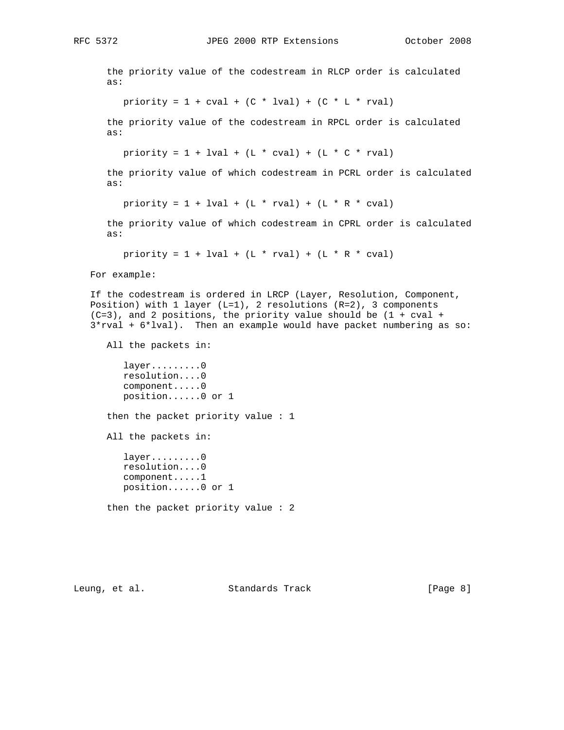the priority value of the codestream in RLCP order is calculated as:

```
priority = 1 + cval + (C * lval) + (C * L * rval)
```

the priority value of the codestream in RPCL order is calculated as:

```
priority = 1 + lval + (L * cval) + (L * C * rval)
```

the priority value of which codestream in PCRL order is calculated as:

```
priority = 1 + lval + (L * rval) + (L * R * cval)
```

the priority value of which codestream in CPRL order is calculated as:

```
priority = 1 + lval + (L * rval) + (L * R * cval)
```

For example:

If the codestream is ordered in LRCP (Layer, Resolution, Component, Position) with 1 layer (L=1), 2 resolutions (R=2), 3 components (C=3), and 2 positions, the priority value should be (1 + cval + 3*rval + 6*lval). Then an example would have packet numbering as so:

All the packets in:

```
layer.........0
resolution....0
component.....0
position......0 or 1
```

then the packet priority value : 1

All the packets in:

```
layer.........0
resolution....0
component.....1
position......0 or 1
```

then the packet priority value : 2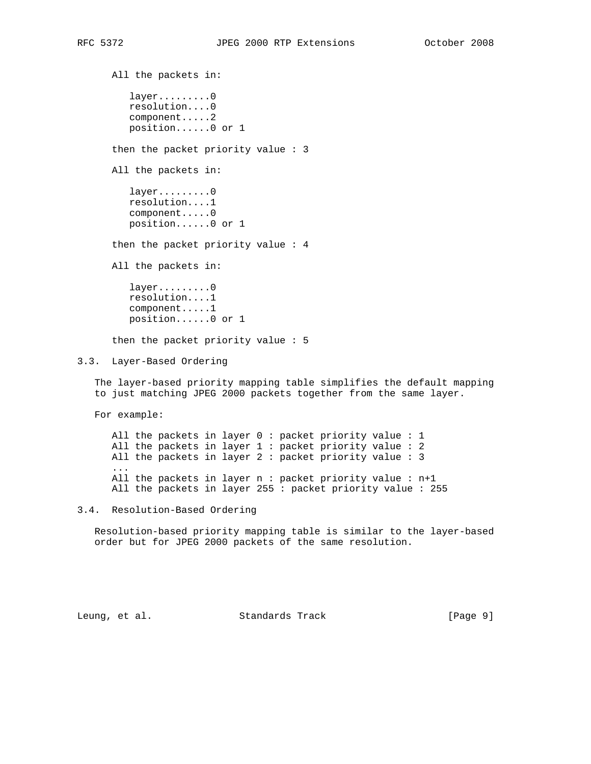All the packets in:

```
layer.........0
resolution....0
component.....2
position......0 or 1
```

then the packet priority value : 3

All the packets in:

```
layer.........0
resolution....1
component.....0
position......0 or 1
```

then the packet priority value : 4

All the packets in:

```
layer.........0
resolution....1
component.....1
position......0 or 1
```

then the packet priority value : 5

### 3.3. Layer-Based Ordering

The layer-based priority mapping table simplifies the default mapping to just matching JPEG 2000 packets together from the same layer.

For example:

```
All the packets in layer 0 : packet priority value : 1
All the packets in layer 1 : packet priority value : 2
All the packets in layer 2 : packet priority value : 3
...
All the packets in layer n : packet priority value : n+1
All the packets in layer 255 : packet priority value : 255
```

### 3.4. Resolution-Based Ordering

Resolution-based priority mapping table is similar to the layer-based order but for JPEG 2000 packets of the same resolution.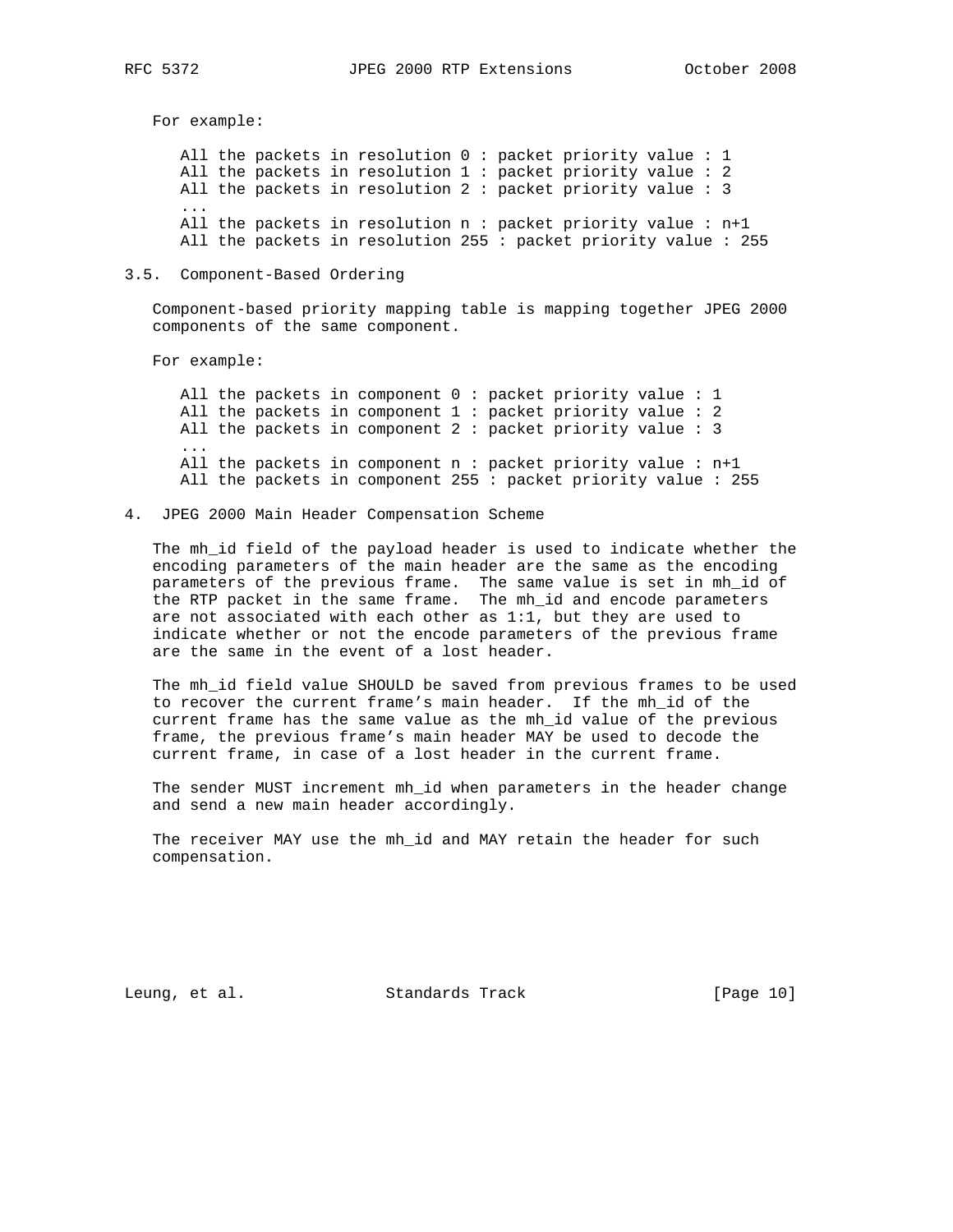For example:

```
All the packets in resolution 0 : packet priority value : 1
All the packets in resolution 1 : packet priority value : 2
All the packets in resolution 2 : packet priority value : 3
...
All the packets in resolution n : packet priority value : n+1
All the packets in resolution 255 : packet priority value : 255
```

## 3.5. Component-Based Ordering

Component-based priority mapping table is mapping together JPEG 2000 components of the same component.

For example:

```
All the packets in component 0 : packet priority value : 1
All the packets in component 1 : packet priority value : 2
All the packets in component 2 : packet priority value : 3
...
All the packets in component n : packet priority value : n+1
All the packets in component 255 : packet priority value : 255
```

# 4. JPEG 2000 Main Header Compensation Scheme

The mh_id field of the payload header is used to indicate whether the encoding parameters of the main header are the same as the encoding parameters of the previous frame. The same value is set in mh_id of the RTP packet in the same frame. The mh_id and encode parameters are not associated with each other as 1:1, but they are used to indicate whether or not the encode parameters of the previous frame are the same in the event of a lost header.

The mh_id field value SHOULD be saved from previous frames to be used to recover the current frame's main header. If the mh_id of the current frame has the same value as the mh_id value of the previous frame, the previous frame's main header MAY be used to decode the current frame, in case of a lost header in the current frame.

The sender MUST increment mh_id when parameters in the header change and send a new main header accordingly.

The receiver MAY use the mh_id and MAY retain the header for such compensation.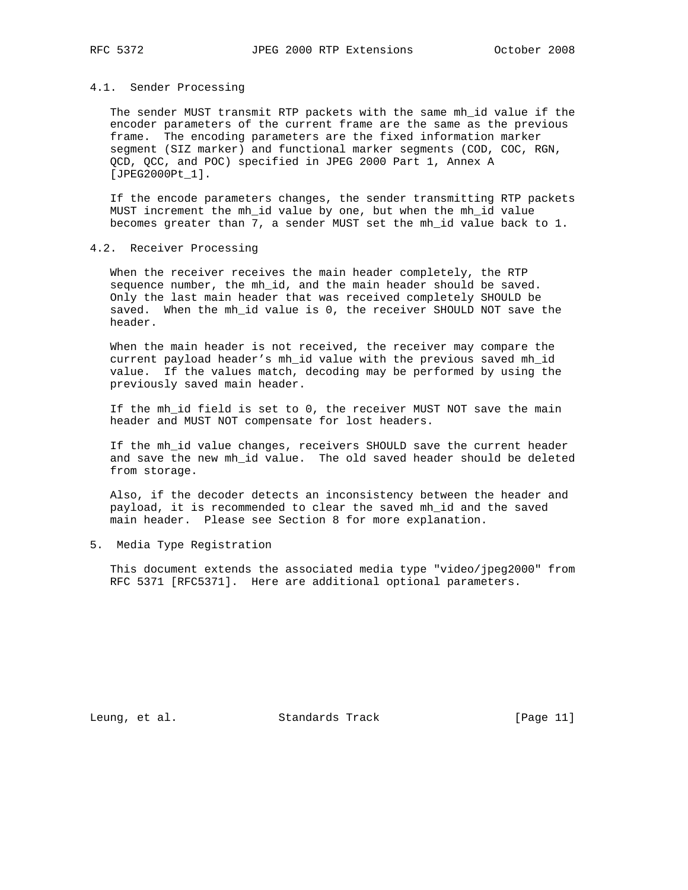### 4.1. Sender Processing

The sender MUST transmit RTP packets with the same mh_id value if the encoder parameters of the current frame are the same as the previous frame. The encoding parameters are the fixed information marker segment (SIZ marker) and functional marker segments (COD, COC, RGN, QCD, QCC, and POC) specified in JPEG 2000 Part 1, Annex A [JPEG2000Pt_1].

If the encode parameters changes, the sender transmitting RTP packets MUST increment the mh_id value by one, but when the mh_id value becomes greater than 7, a sender MUST set the mh_id value back to 1.

### 4.2. Receiver Processing

When the receiver receives the main header completely, the RTP sequence number, the mh_id, and the main header should be saved. Only the last main header that was received completely SHOULD be saved. When the mh_id value is 0, the receiver SHOULD NOT save the header.

When the main header is not received, the receiver may compare the current payload header's mh_id value with the previous saved mh_id value. If the values match, decoding may be performed by using the previously saved main header.

If the mh_id field is set to 0, the receiver MUST NOT save the main header and MUST NOT compensate for lost headers.

If the mh_id value changes, receivers SHOULD save the current header and save the new mh_id value. The old saved header should be deleted from storage.

Also, if the decoder detects an inconsistency between the header and payload, it is recommended to clear the saved mh_id and the saved main header. Please see Section 8 for more explanation.

## 5. Media Type Registration

This document extends the associated media type "video/jpeg2000" from RFC 5371 [RFC5371]. Here are additional optional parameters.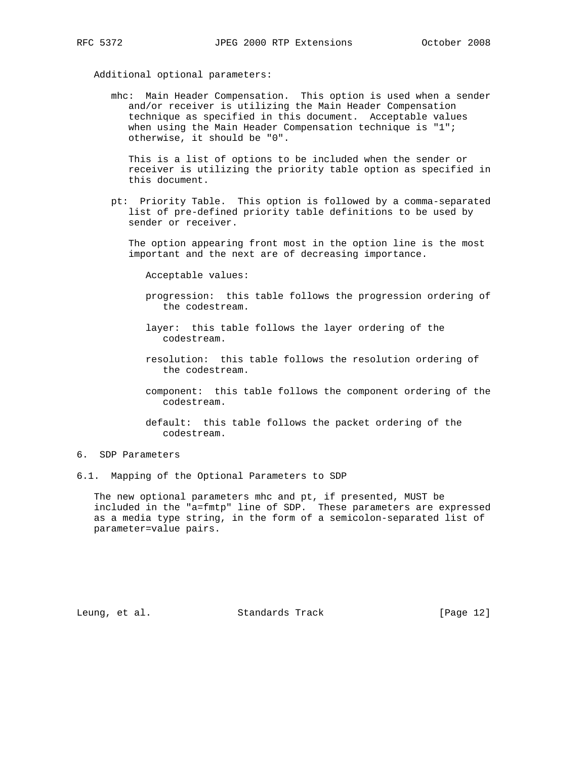Additional optional parameters:

- mhc: Main Header Compensation. This option is used when a sender and/or receiver is utilizing the Main Header Compensation technique as specified in this document. Acceptable values when using the Main Header Compensation technique is "1"; otherwise, it should be "0".

  This is a list of options to be included when the sender or receiver is utilizing the priority table option as specified in this document.

- pt: Priority Table. This option is followed by a comma-separated list of pre-defined priority table definitions to be used by sender or receiver.

  The option appearing front most in the option line is the most important and the next are of decreasing importance.

  Acceptable values:

  - progression: this table follows the progression ordering of the codestream.
  - layer: this table follows the layer ordering of the codestream.
  - resolution: this table follows the resolution ordering of the codestream.
  - component: this table follows the component ordering of the codestream.
  - default: this table follows the packet ordering of the codestream.

## 6. SDP Parameters

### 6.1. Mapping of the Optional Parameters to SDP

The new optional parameters mhc and pt, if presented, MUST be included in the "a=fmtp" line of SDP. These parameters are expressed as a media type string, in the form of a semicolon-separated list of parameter=value pairs.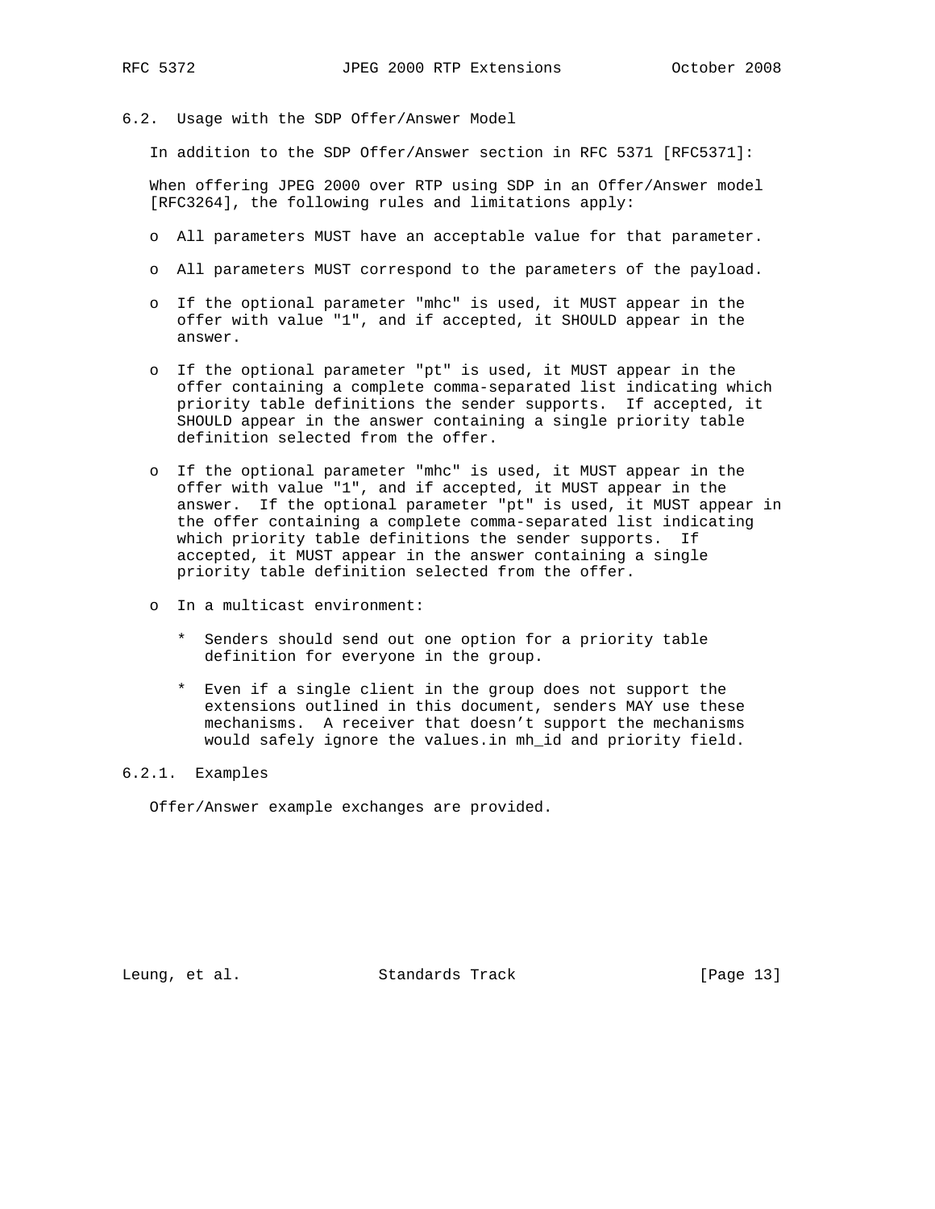### 6.2. Usage with the SDP Offer/Answer Model

In addition to the SDP Offer/Answer section in RFC 5371 [RFC5371]:

When offering JPEG 2000 over RTP using SDP in an Offer/Answer model [RFC3264], the following rules and limitations apply:

- All parameters MUST have an acceptable value for that parameter.

- All parameters MUST correspond to the parameters of the payload.

- If the optional parameter "mhc" is used, it MUST appear in the offer with value "1", and if accepted, it SHOULD appear in the answer.

- If the optional parameter "pt" is used, it MUST appear in the offer containing a complete comma-separated list indicating which priority table definitions the sender supports. If accepted, it SHOULD appear in the answer containing a single priority table definition selected from the offer.

- If the optional parameter "mhc" is used, it MUST appear in the offer with value "1", and if accepted, it MUST appear in the answer. If the optional parameter "pt" is used, it MUST appear in the offer containing a complete comma-separated list indicating which priority table definitions the sender supports. If accepted, it MUST appear in the answer containing a single priority table definition selected from the offer.

- In a multicast environment:

  * Senders should send out one option for a priority table definition for everyone in the group.

  * Even if a single client in the group does not support the extensions outlined in this document, senders MAY use these mechanisms. A receiver that doesn’t support the mechanisms would safely ignore the values.in mh_id and priority field.

#### 6.2.1. Examples

Offer/Answer example exchanges are provided.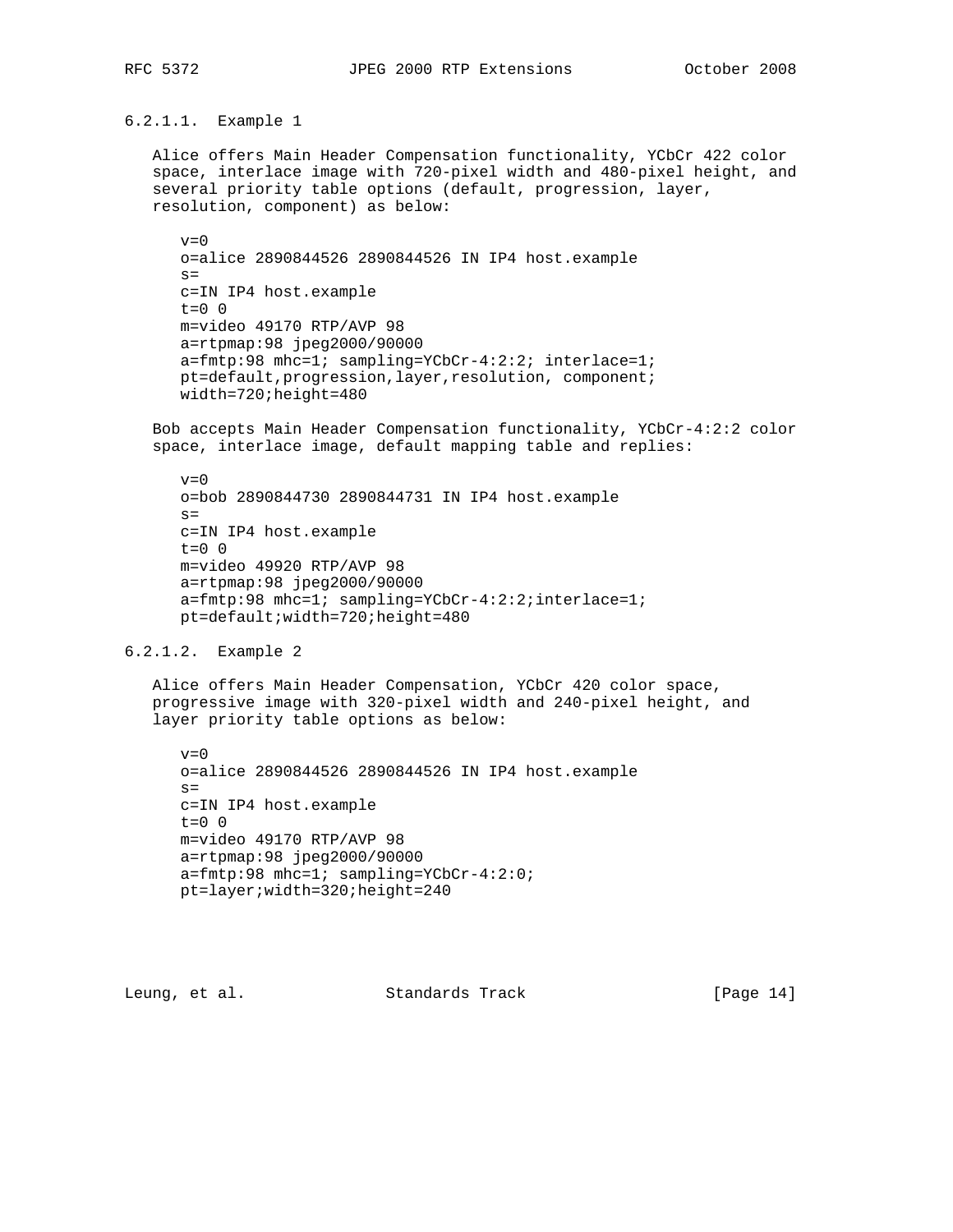#### 6.2.1.1. Example 1

Alice offers Main Header Compensation functionality, YCbCr 422 color space, interlace image with 720-pixel width and 480-pixel height, and several priority table options (default, progression, layer, resolution, component) as below:

```
v=0
o=alice 2890844526 2890844526 IN IP4 host.example
s=
c=IN IP4 host.example
t=0 0
m=video 49170 RTP/AVP 98
a=rtpmap:98 jpeg2000/90000
a=fmtp:98 mhc=1; sampling=YCbCr-4:2:2; interlace=1;
pt=default,progression,layer,resolution, component;
width=720;height=480
```

Bob accepts Main Header Compensation functionality, YCbCr-4:2:2 color space, interlace image, default mapping table and replies:

```
v=0
o=bob 2890844730 2890844731 IN IP4 host.example
s=
c=IN IP4 host.example
t=0 0
m=video 49920 RTP/AVP 98
a=rtpmap:98 jpeg2000/90000
a=fmtp:98 mhc=1; sampling=YCbCr-4:2:2;interlace=1;
pt=default;width=720;height=480
```

#### 6.2.1.2. Example 2

Alice offers Main Header Compensation, YCbCr 420 color space, progressive image with 320-pixel width and 240-pixel height, and layer priority table options as below:

```
v=0
o=alice 2890844526 2890844526 IN IP4 host.example
s=
c=IN IP4 host.example
t=0 0
m=video 49170 RTP/AVP 98
a=rtpmap:98 jpeg2000/90000
a=fmtp:98 mhc=1; sampling=YCbCr-4:2:0;
pt=layer;width=320;height=240
```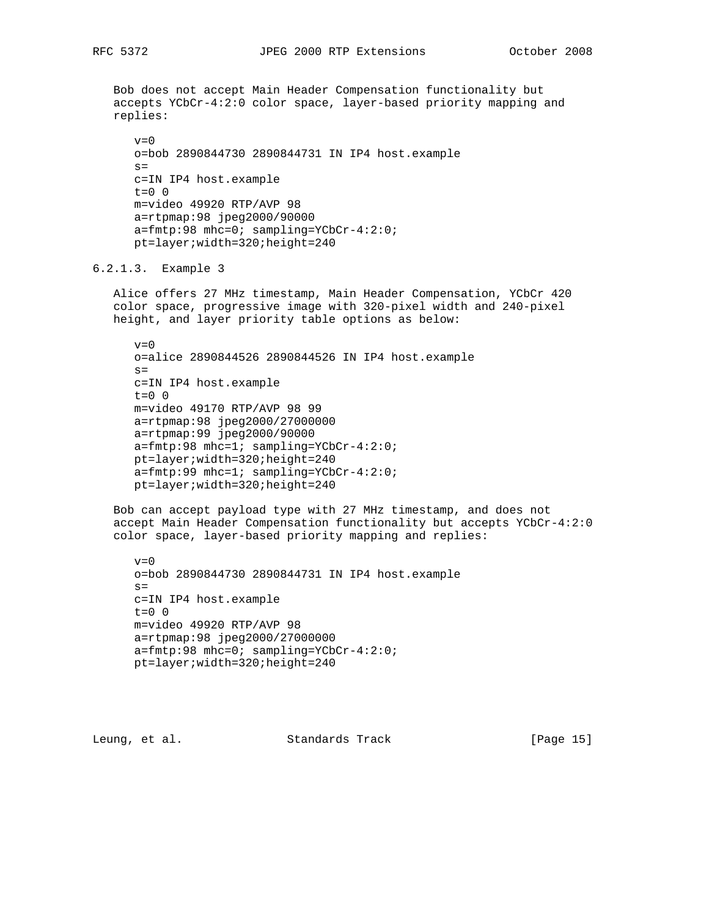Bob does not accept Main Header Compensation functionality but accepts YCbCr-4:2:0 color space, layer-based priority mapping and replies:

```
v=0
o=bob 2890844730 2890844731 IN IP4 host.example
s=
c=IN IP4 host.example
t=0 0
m=video 49920 RTP/AVP 98
a=rtpmap:98 jpeg2000/90000
a=fmtp:98 mhc=0; sampling=YCbCr-4:2:0;
pt=layer;width=320;height=240
```

#### 6.2.1.3. Example 3

Alice offers 27 MHz timestamp, Main Header Compensation, YCbCr 420 color space, progressive image with 320-pixel width and 240-pixel height, and layer priority table options as below:

```
v=0
o=alice 2890844526 2890844526 IN IP4 host.example
s=
c=IN IP4 host.example
t=0 0
m=video 49170 RTP/AVP 98 99
a=rtpmap:98 jpeg2000/27000000
a=rtpmap:99 jpeg2000/90000
a=fmtp:98 mhc=1; sampling=YCbCr-4:2:0;
pt=layer;width=320;height=240
a=fmtp:99 mhc=1; sampling=YCbCr-4:2:0;
pt=layer;width=320;height=240
```

Bob can accept payload type with 27 MHz timestamp, and does not accept Main Header Compensation functionality but accepts YCbCr-4:2:0 color space, layer-based priority mapping and replies:

```
v=0
o=bob 2890844730 2890844731 IN IP4 host.example
s=
c=IN IP4 host.example
t=0 0
m=video 49920 RTP/AVP 98
a=rtpmap:98 jpeg2000/27000000
a=fmtp:98 mhc=0; sampling=YCbCr-4:2:0;
pt=layer;width=320;height=240
```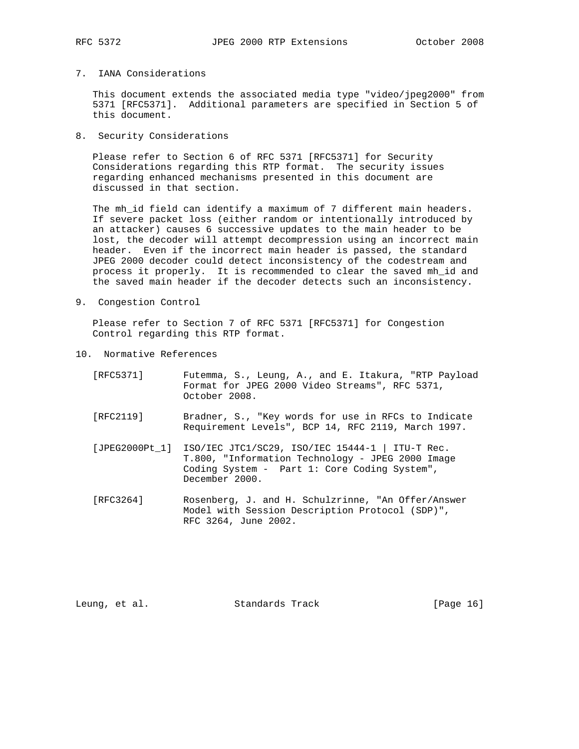## 7. IANA Considerations

This document extends the associated media type "video/jpeg2000" from 5371 [RFC5371]. Additional parameters are specified in Section 5 of this document.

## 8. Security Considerations

Please refer to Section 6 of RFC 5371 [RFC5371] for Security Considerations regarding this RTP format. The security issues regarding enhanced mechanisms presented in this document are discussed in that section.

The mh_id field can identify a maximum of 7 different main headers. If severe packet loss (either random or intentionally introduced by an attacker) causes 6 successive updates to the main header to be lost, the decoder will attempt decompression using an incorrect main header. Even if the incorrect main header is passed, the standard JPEG 2000 decoder could detect inconsistency of the codestream and process it properly. It is recommended to clear the saved mh_id and the saved main header if the decoder detects such an inconsistency.

## 9. Congestion Control

Please refer to Section 7 of RFC 5371 [RFC5371] for Congestion Control regarding this RTP format.

## 10. Normative References

[RFC5371] Futemma, S., Leung, A., and E. Itakura, "RTP Payload Format for JPEG 2000 Video Streams", RFC 5371, October 2008.

[RFC2119] Bradner, S., "Key words for use in RFCs to Indicate Requirement Levels", BCP 14, RFC 2119, March 1997.

[JPEG2000Pt_1] ISO/IEC JTC1/SC29, ISO/IEC 15444-1 | ITU-T Rec. T.800, "Information Technology - JPEG 2000 Image Coding System - Part 1: Core Coding System", December 2000.

[RFC3264] Rosenberg, J. and H. Schulzrinne, "An Offer/Answer Model with Session Description Protocol (SDP)", RFC 3264, June 2002.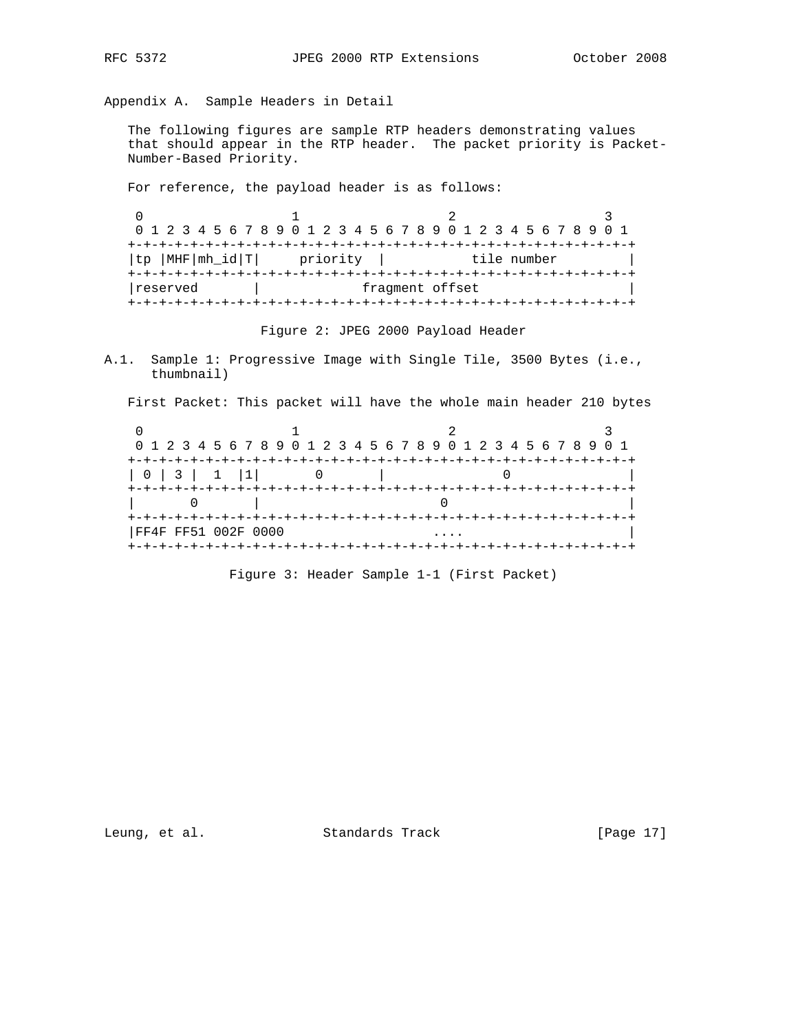## Appendix A. Sample Headers in Detail

The following figures are sample RTP headers demonstrating values that should appear in the RTP header. The packet priority is Packet-Number-Based Priority.

For reference, the payload header is as follows:

```
 0                   1                   2                   3
 0 1 2 3 4 5 6 7 8 9 0 1 2 3 4 5 6 7 8 9 0 1 2 3 4 5 6 7 8 9 0 1
+-+-+-+-+-+-+-+-+-+-+-+-+-+-+-+-+-+-+-+-+-+-+-+-+-+-+-+-+-+-+-+-+
|tp |MHF|mh_id|T|     priority  |           tile number         |
+-+-+-+-+-+-+-+-+-+-+-+-+-+-+-+-+-+-+-+-+-+-+-+-+-+-+-+-+-+-+-+-+
|reserved       |             fragment offset                   |
+-+-+-+-+-+-+-+-+-+-+-+-+-+-+-+-+-+-+-+-+-+-+-+-+-+-+-+-+-+-+-+-+
```

Figure 2: JPEG 2000 Payload Header

### A.1. Sample 1: Progressive Image with Single Tile, 3500 Bytes (i.e., thumbnail)

First Packet: This packet will have the whole main header 210 bytes

```
 0                   1                   2                   3
 0 1 2 3 4 5 6 7 8 9 0 1 2 3 4 5 6 7 8 9 0 1 2 3 4 5 6 7 8 9 0 1
+-+-+-+-+-+-+-+-+-+-+-+-+-+-+-+-+-+-+-+-+-+-+-+-+-+-+-+-+-+-+-+-+
| 0 | 3 |  1  |1|       0       |               0               |
+-+-+-+-+-+-+-+-+-+-+-+-+-+-+-+-+-+-+-+-+-+-+-+-+-+-+-+-+-+-+-+-+
|       0       |                       0                       |
+-+-+-+-+-+-+-+-+-+-+-+-+-+-+-+-+-+-+-+-+-+-+-+-+-+-+-+-+-+-+-+-+
|FF4F FF51 002F 0000                  ....                      |
+-+-+-+-+-+-+-+-+-+-+-+-+-+-+-+-+-+-+-+-+-+-+-+-+-+-+-+-+-+-+-+-+
```

Figure 3: Header Sample 1-1 (First Packet)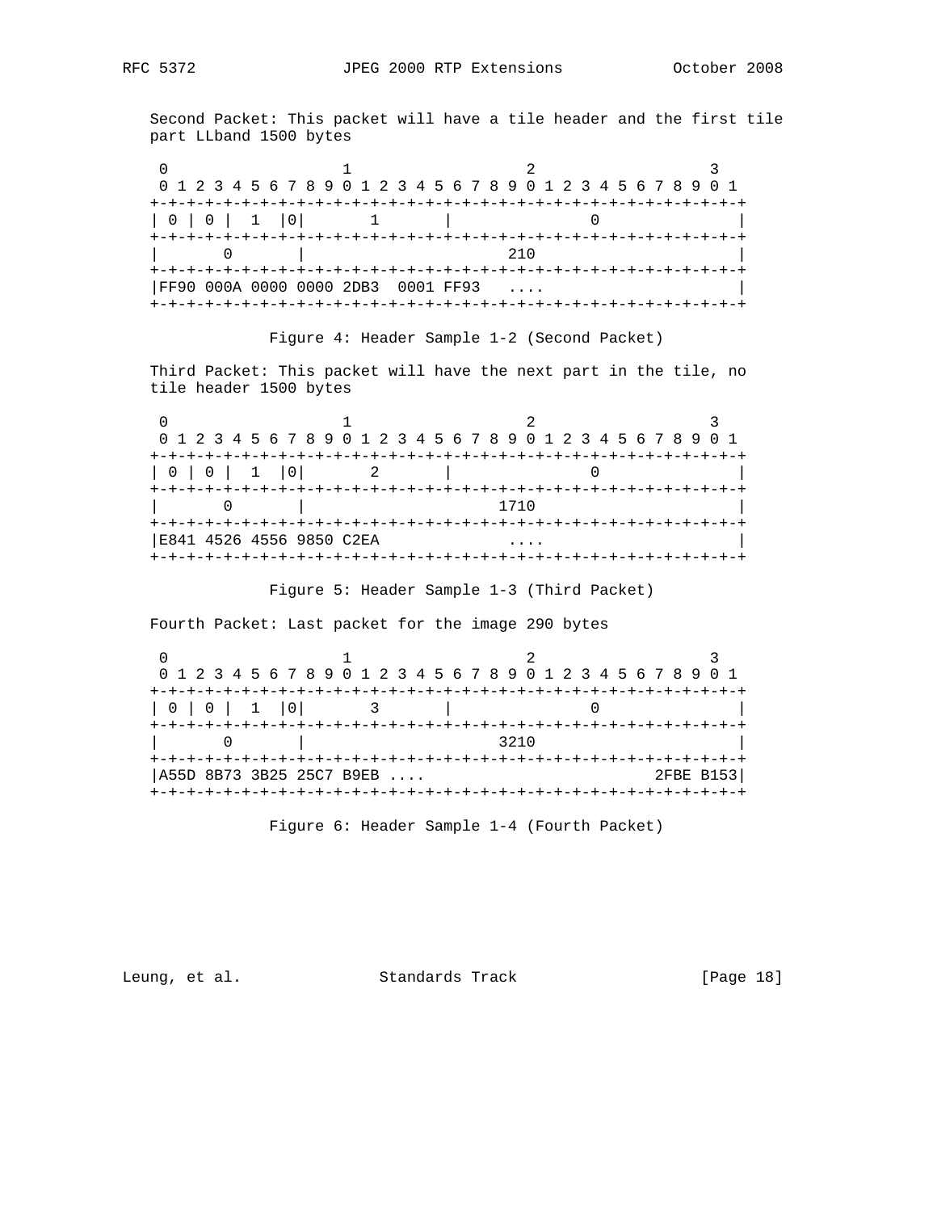Second Packet: This packet will have a tile header and the first tile part LLband 1500 bytes

```
 0                   1                   2                   3
 0 1 2 3 4 5 6 7 8 9 0 1 2 3 4 5 6 7 8 9 0 1 2 3 4 5 6 7 8 9 0 1
+-+-+-+-+-+-+-+-+-+-+-+-+-+-+-+-+-+-+-+-+-+-+-+-+-+-+-+-+-+-+-+-+
| 0 | 0 |  1  |0|       1       |               0               |
+-+-+-+-+-+-+-+-+-+-+-+-+-+-+-+-+-+-+-+-+-+-+-+-+-+-+-+-+-+-+-+-+
|       0       |                      210                      |
+-+-+-+-+-+-+-+-+-+-+-+-+-+-+-+-+-+-+-+-+-+-+-+-+-+-+-+-+-+-+-+-+
|FF90 000A 0000 0000 2DB3  0001 FF93   ....                     |
+-+-+-+-+-+-+-+-+-+-+-+-+-+-+-+-+-+-+-+-+-+-+-+-+-+-+-+-+-+-+-+-+
```

Figure 4: Header Sample 1-2 (Second Packet)

Third Packet: This packet will have the next part in the tile, no tile header 1500 bytes

```
 0                   1                   2                   3
 0 1 2 3 4 5 6 7 8 9 0 1 2 3 4 5 6 7 8 9 0 1 2 3 4 5 6 7 8 9 0 1
+-+-+-+-+-+-+-+-+-+-+-+-+-+-+-+-+-+-+-+-+-+-+-+-+-+-+-+-+-+-+-+-+
| 0 | 0 |  1  |0|       2       |               0               |
+-+-+-+-+-+-+-+-+-+-+-+-+-+-+-+-+-+-+-+-+-+-+-+-+-+-+-+-+-+-+-+-+
|       0       |                     1710                      |
+-+-+-+-+-+-+-+-+-+-+-+-+-+-+-+-+-+-+-+-+-+-+-+-+-+-+-+-+-+-+-+-+
|E841 4526 4556 9850 C2EA              ....                     |
+-+-+-+-+-+-+-+-+-+-+-+-+-+-+-+-+-+-+-+-+-+-+-+-+-+-+-+-+-+-+-+-+
```

Figure 5: Header Sample 1-3 (Third Packet)

Fourth Packet: Last packet for the image 290 bytes

```
 0                   1                   2                   3
 0 1 2 3 4 5 6 7 8 9 0 1 2 3 4 5 6 7 8 9 0 1 2 3 4 5 6 7 8 9 0 1
+-+-+-+-+-+-+-+-+-+-+-+-+-+-+-+-+-+-+-+-+-+-+-+-+-+-+-+-+-+-+-+-+
| 0 | 0 |  1  |0|       3       |               0               |
+-+-+-+-+-+-+-+-+-+-+-+-+-+-+-+-+-+-+-+-+-+-+-+-+-+-+-+-+-+-+-+-+
|       0       |                     3210                      |
+-+-+-+-+-+-+-+-+-+-+-+-+-+-+-+-+-+-+-+-+-+-+-+-+-+-+-+-+-+-+-+-+
|A55D 8B73 3B25 25C7 B9EB ....                         2FBE B153|
+-+-+-+-+-+-+-+-+-+-+-+-+-+-+-+-+-+-+-+-+-+-+-+-+-+-+-+-+-+-+-+-+
```

Figure 6: Header Sample 1-4 (Fourth Packet)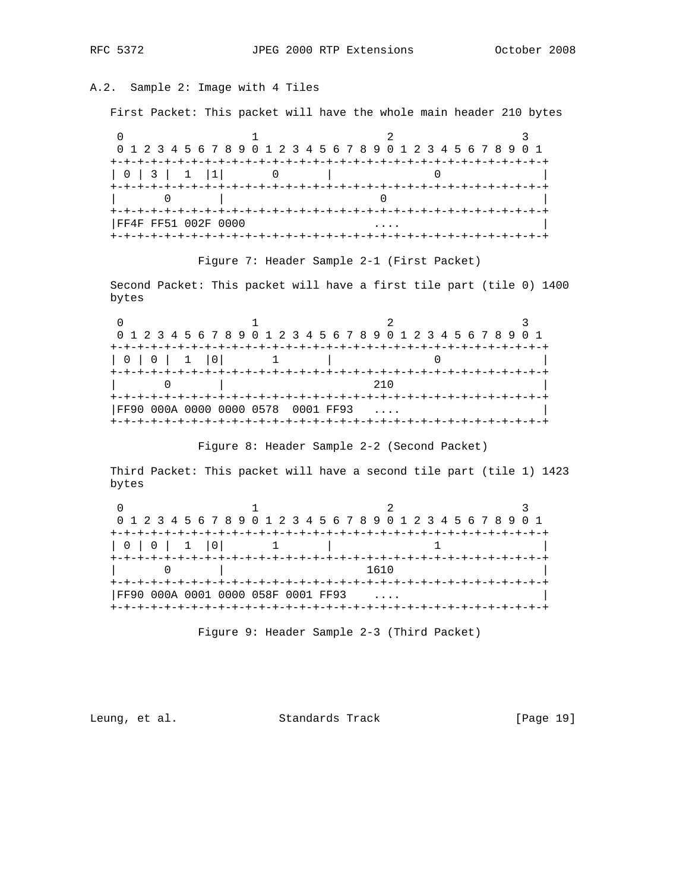### A.2. Sample 2: Image with 4 Tiles

First Packet: This packet will have the whole main header 210 bytes

```
 0                   1                   2                   3
 0 1 2 3 4 5 6 7 8 9 0 1 2 3 4 5 6 7 8 9 0 1 2 3 4 5 6 7 8 9 0 1
+-+-+-+-+-+-+-+-+-+-+-+-+-+-+-+-+-+-+-+-+-+-+-+-+-+-+-+-+-+-+-+-+
| 0 | 3 |  1  |1|       0       |              0                |
+-+-+-+-+-+-+-+-+-+-+-+-+-+-+-+-+-+-+-+-+-+-+-+-+-+-+-+-+-+-+-+-+
|       0       |                       0                       |
+-+-+-+-+-+-+-+-+-+-+-+-+-+-+-+-+-+-+-+-+-+-+-+-+-+-+-+-+-+-+-+-+
|FF4F FF51 002F 0000              ....                          |
+-+-+-+-+-+-+-+-+-+-+-+-+-+-+-+-+-+-+-+-+-+-+-+-+-+-+-+-+-+-+-+-+
```

Figure 7: Header Sample 2-1 (First Packet)

Second Packet: This packet will have a first tile part (tile 0) 1400 bytes

```
 0                   1                   2                   3
 0 1 2 3 4 5 6 7 8 9 0 1 2 3 4 5 6 7 8 9 0 1 2 3 4 5 6 7 8 9 0 1
+-+-+-+-+-+-+-+-+-+-+-+-+-+-+-+-+-+-+-+-+-+-+-+-+-+-+-+-+-+-+-+-+
| 0 | 0 |  1  |0|       1       |              0                |
+-+-+-+-+-+-+-+-+-+-+-+-+-+-+-+-+-+-+-+-+-+-+-+-+-+-+-+-+-+-+-+-+
|       0       |                      210                      |
+-+-+-+-+-+-+-+-+-+-+-+-+-+-+-+-+-+-+-+-+-+-+-+-+-+-+-+-+-+-+-+-+
|FF90 000A 0000 0000 0578  0001 FF93   ....                     |
+-+-+-+-+-+-+-+-+-+-+-+-+-+-+-+-+-+-+-+-+-+-+-+-+-+-+-+-+-+-+-+-+
```

Figure 8: Header Sample 2-2 (Second Packet)

Third Packet: This packet will have a second tile part (tile 1) 1423 bytes

```
 0                   1                   2                   3
 0 1 2 3 4 5 6 7 8 9 0 1 2 3 4 5 6 7 8 9 0 1 2 3 4 5 6 7 8 9 0 1
+-+-+-+-+-+-+-+-+-+-+-+-+-+-+-+-+-+-+-+-+-+-+-+-+-+-+-+-+-+-+-+-+
| 0 | 0 |  1  |0|       1       |              1                |
+-+-+-+-+-+-+-+-+-+-+-+-+-+-+-+-+-+-+-+-+-+-+-+-+-+-+-+-+-+-+-+-+
|       0       |                     1610                      |
+-+-+-+-+-+-+-+-+-+-+-+-+-+-+-+-+-+-+-+-+-+-+-+-+-+-+-+-+-+-+-+-+
|FF90 000A 0001 0000 058F 0001 FF93    ....                     |
+-+-+-+-+-+-+-+-+-+-+-+-+-+-+-+-+-+-+-+-+-+-+-+-+-+-+-+-+-+-+-+-+
```

Figure 9: Header Sample 2-3 (Third Packet)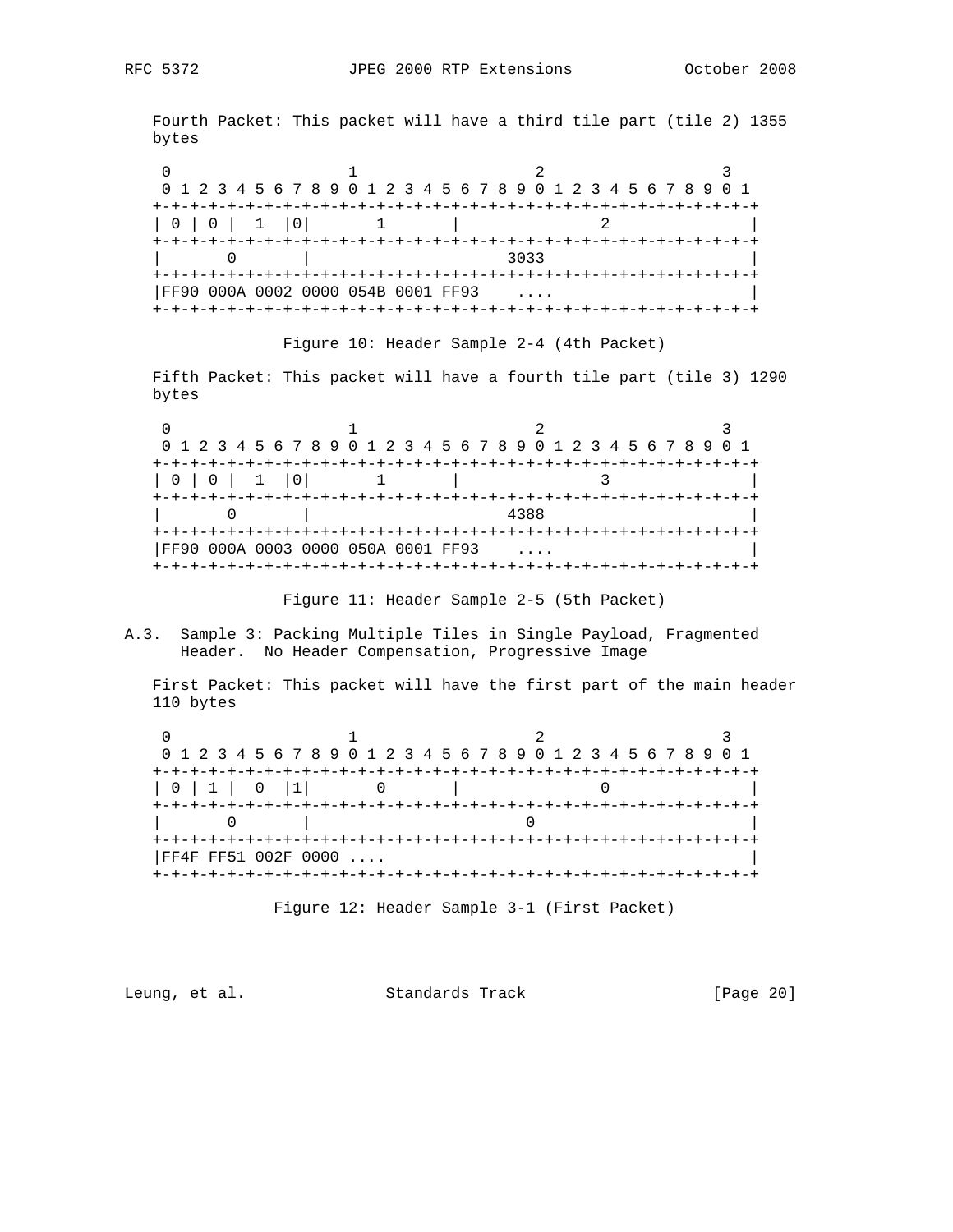Fourth Packet: This packet will have a third tile part (tile 2) 1355 bytes

```
 0                   1                   2                   3
 0 1 2 3 4 5 6 7 8 9 0 1 2 3 4 5 6 7 8 9 0 1 2 3 4 5 6 7 8 9 0 1
+-+-+-+-+-+-+-+-+-+-+-+-+-+-+-+-+-+-+-+-+-+-+-+-+-+-+-+-+-+-+-+-+
| 0 | 0 |  1  |0|       1       |               2               |
+-+-+-+-+-+-+-+-+-+-+-+-+-+-+-+-+-+-+-+-+-+-+-+-+-+-+-+-+-+-+-+-+
|       0       |                     3033                      |
+-+-+-+-+-+-+-+-+-+-+-+-+-+-+-+-+-+-+-+-+-+-+-+-+-+-+-+-+-+-+-+-+
|FF90 000A 0002 0000 054B 0001 FF93    ....                     |
+-+-+-+-+-+-+-+-+-+-+-+-+-+-+-+-+-+-+-+-+-+-+-+-+-+-+-+-+-+-+-+-+
```

Figure 10: Header Sample 2-4 (4th Packet)

Fifth Packet: This packet will have a fourth tile part (tile 3) 1290 bytes

```
 0                   1                   2                   3
 0 1 2 3 4 5 6 7 8 9 0 1 2 3 4 5 6 7 8 9 0 1 2 3 4 5 6 7 8 9 0 1
+-+-+-+-+-+-+-+-+-+-+-+-+-+-+-+-+-+-+-+-+-+-+-+-+-+-+-+-+-+-+-+-+
| 0 | 0 |  1  |0|       1       |               3               |
+-+-+-+-+-+-+-+-+-+-+-+-+-+-+-+-+-+-+-+-+-+-+-+-+-+-+-+-+-+-+-+-+
|       0       |                     4388                      |
+-+-+-+-+-+-+-+-+-+-+-+-+-+-+-+-+-+-+-+-+-+-+-+-+-+-+-+-+-+-+-+-+
|FF90 000A 0003 0000 050A 0001 FF93    ....                     |
+-+-+-+-+-+-+-+-+-+-+-+-+-+-+-+-+-+-+-+-+-+-+-+-+-+-+-+-+-+-+-+-+
```

Figure 11: Header Sample 2-5 (5th Packet)

### A.3. Sample 3: Packing Multiple Tiles in Single Payload, Fragmented Header. No Header Compensation, Progressive Image

First Packet: This packet will have the first part of the main header 110 bytes

```
 0                   1                   2                   3
 0 1 2 3 4 5 6 7 8 9 0 1 2 3 4 5 6 7 8 9 0 1 2 3 4 5 6 7 8 9 0 1
+-+-+-+-+-+-+-+-+-+-+-+-+-+-+-+-+-+-+-+-+-+-+-+-+-+-+-+-+-+-+-+-+
| 0 | 1 |  0  |1|       0       |               0               |
+-+-+-+-+-+-+-+-+-+-+-+-+-+-+-+-+-+-+-+-+-+-+-+-+-+-+-+-+-+-+-+-+
|       0       |                       0                       |
+-+-+-+-+-+-+-+-+-+-+-+-+-+-+-+-+-+-+-+-+-+-+-+-+-+-+-+-+-+-+-+-+
|FF4F FF51 002F 0000 ....                                       |
+-+-+-+-+-+-+-+-+-+-+-+-+-+-+-+-+-+-+-+-+-+-+-+-+-+-+-+-+-+-+-+-+
```

Figure 12: Header Sample 3-1 (First Packet)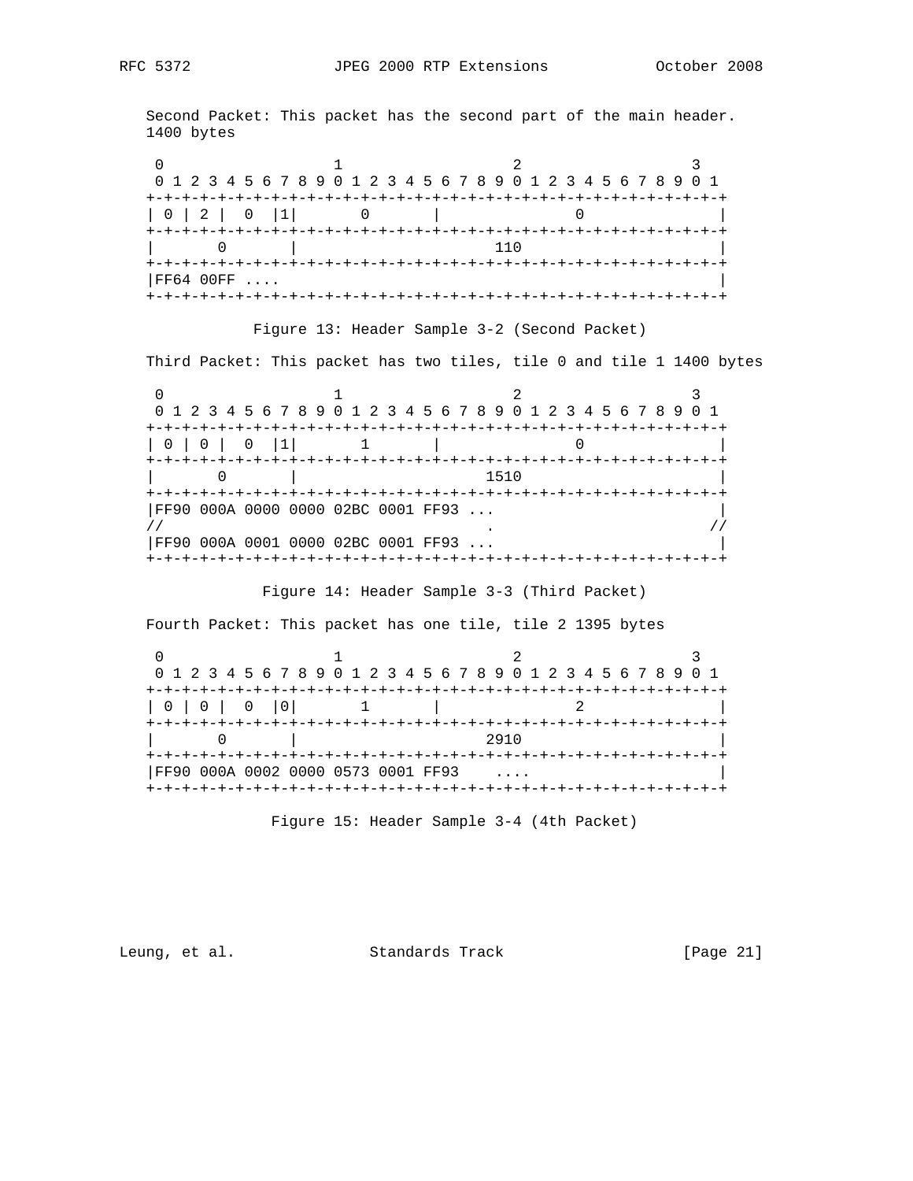Second Packet: This packet has the second part of the main header. 1400 bytes

```
 0                   1                   2                   3
 0 1 2 3 4 5 6 7 8 9 0 1 2 3 4 5 6 7 8 9 0 1 2 3 4 5 6 7 8 9 0 1
+-+-+-+-+-+-+-+-+-+-+-+-+-+-+-+-+-+-+-+-+-+-+-+-+-+-+-+-+-+-+-+-+
| 0 | 2 |  0  |1|       0       |              0                |
+-+-+-+-+-+-+-+-+-+-+-+-+-+-+-+-+-+-+-+-+-+-+-+-+-+-+-+-+-+-+-+-+
|       0       |                     110                       |
+-+-+-+-+-+-+-+-+-+-+-+-+-+-+-+-+-+-+-+-+-+-+-+-+-+-+-+-+-+-+-+-+
|FF64 00FF ....                                                 |
+-+-+-+-+-+-+-+-+-+-+-+-+-+-+-+-+-+-+-+-+-+-+-+-+-+-+-+-+-+-+-+-+
```

Figure 13: Header Sample 3-2 (Second Packet)

Third Packet: This packet has two tiles, tile 0 and tile 1 1400 bytes

```
 0                   1                   2                   3
 0 1 2 3 4 5 6 7 8 9 0 1 2 3 4 5 6 7 8 9 0 1 2 3 4 5 6 7 8 9 0 1
+-+-+-+-+-+-+-+-+-+-+-+-+-+-+-+-+-+-+-+-+-+-+-+-+-+-+-+-+-+-+-+-+
| 0 | 0 |  0  |1|       1       |              0                |
+-+-+-+-+-+-+-+-+-+-+-+-+-+-+-+-+-+-+-+-+-+-+-+-+-+-+-+-+-+-+-+-+
|       0       |                    1510                       |
+-+-+-+-+-+-+-+-+-+-+-+-+-+-+-+-+-+-+-+-+-+-+-+-+-+-+-+-+-+-+-+-+
|FF90 000A 0000 0000 02BC 0001 FF93 ...                         |
//                                  .                          //
|FF90 000A 0001 0000 02BC 0001 FF93 ...                         |
+-+-+-+-+-+-+-+-+-+-+-+-+-+-+-+-+-+-+-+-+-+-+-+-+-+-+-+-+-+-+-+-+
```

Figure 14: Header Sample 3-3 (Third Packet)

Fourth Packet: This packet has one tile, tile 2 1395 bytes

```
 0                   1                   2                   3
 0 1 2 3 4 5 6 7 8 9 0 1 2 3 4 5 6 7 8 9 0 1 2 3 4 5 6 7 8 9 0 1
+-+-+-+-+-+-+-+-+-+-+-+-+-+-+-+-+-+-+-+-+-+-+-+-+-+-+-+-+-+-+-+-+
| 0 | 0 |  0  |0|       1       |              2                |
+-+-+-+-+-+-+-+-+-+-+-+-+-+-+-+-+-+-+-+-+-+-+-+-+-+-+-+-+-+-+-+-+
|       0       |                    2910                       |
+-+-+-+-+-+-+-+-+-+-+-+-+-+-+-+-+-+-+-+-+-+-+-+-+-+-+-+-+-+-+-+-+
|FF90 000A 0002 0000 0573 0001 FF93    ....                     |
+-+-+-+-+-+-+-+-+-+-+-+-+-+-+-+-+-+-+-+-+-+-+-+-+-+-+-+-+-+-+-+-+
```

Figure 15: Header Sample 3-4 (4th Packet)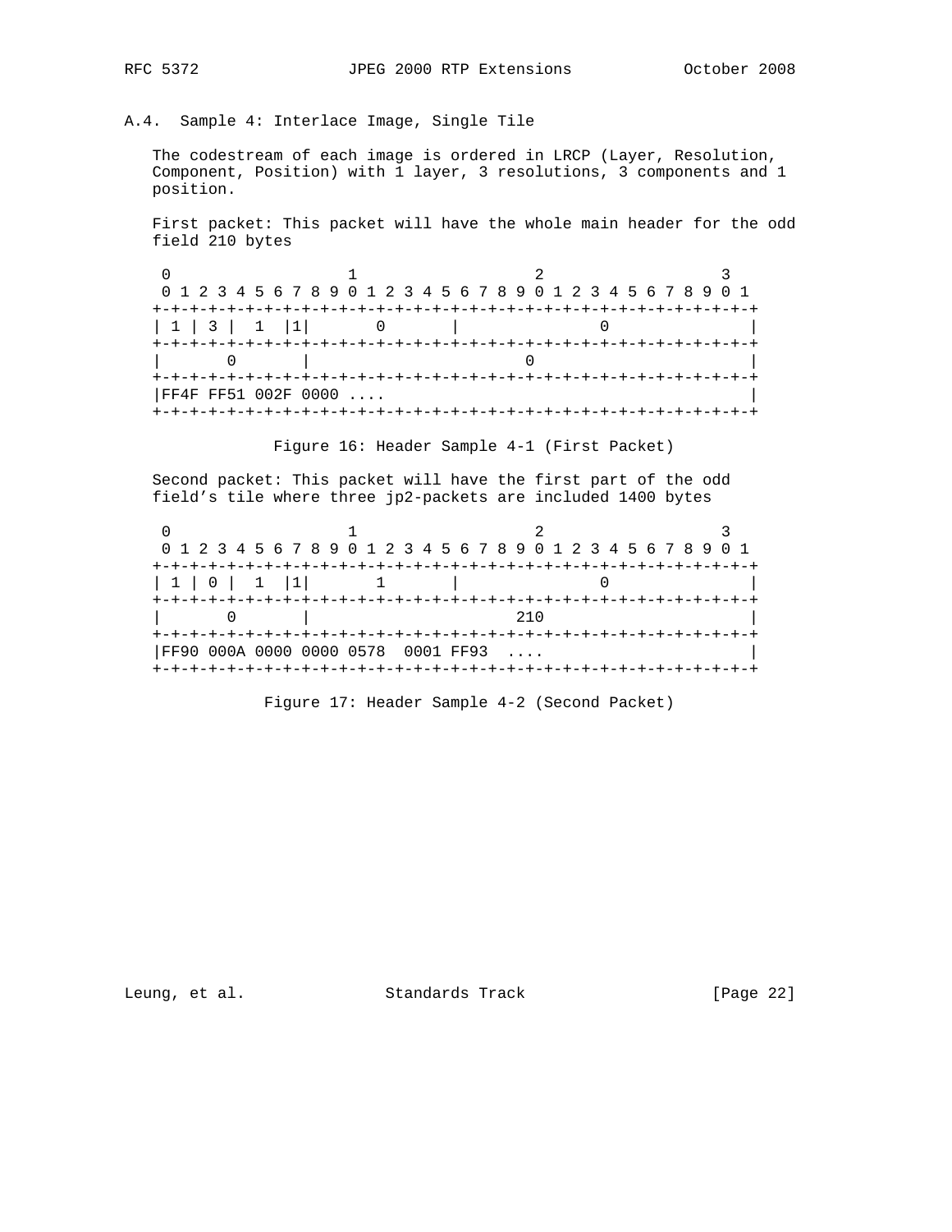## A.4. Sample 4: Interlace Image, Single Tile

The codestream of each image is ordered in LRCP (Layer, Resolution, Component, Position) with 1 layer, 3 resolutions, 3 components and 1 position.

First packet: This packet will have the whole main header for the odd field 210 bytes

```
 0                   1                   2                   3
 0 1 2 3 4 5 6 7 8 9 0 1 2 3 4 5 6 7 8 9 0 1 2 3 4 5 6 7 8 9 0 1
+-+-+-+-+-+-+-+-+-+-+-+-+-+-+-+-+-+-+-+-+-+-+-+-+-+-+-+-+-+-+-+-+
| 1 | 3 |  1  |1|       0       |               0               |
+-+-+-+-+-+-+-+-+-+-+-+-+-+-+-+-+-+-+-+-+-+-+-+-+-+-+-+-+-+-+-+-+
|       0       |                       0                       |
+-+-+-+-+-+-+-+-+-+-+-+-+-+-+-+-+-+-+-+-+-+-+-+-+-+-+-+-+-+-+-+-+
|FF4F FF51 002F 0000 ....                                       |
+-+-+-+-+-+-+-+-+-+-+-+-+-+-+-+-+-+-+-+-+-+-+-+-+-+-+-+-+-+-+-+-+
```

Figure 16: Header Sample 4-1 (First Packet)

Second packet: This packet will have the first part of the odd field's tile where three jp2-packets are included 1400 bytes

```
 0                   1                   2                   3
 0 1 2 3 4 5 6 7 8 9 0 1 2 3 4 5 6 7 8 9 0 1 2 3 4 5 6 7 8 9 0 1
+-+-+-+-+-+-+-+-+-+-+-+-+-+-+-+-+-+-+-+-+-+-+-+-+-+-+-+-+-+-+-+-+
| 1 | 0 |  1  |1|       1       |               0               |
+-+-+-+-+-+-+-+-+-+-+-+-+-+-+-+-+-+-+-+-+-+-+-+-+-+-+-+-+-+-+-+-+
|       0       |                      210                      |
+-+-+-+-+-+-+-+-+-+-+-+-+-+-+-+-+-+-+-+-+-+-+-+-+-+-+-+-+-+-+-+-+
|FF90 000A 0000 0000 0578  0001 FF93  ....                      |
+-+-+-+-+-+-+-+-+-+-+-+-+-+-+-+-+-+-+-+-+-+-+-+-+-+-+-+-+-+-+-+-+
```

Figure 17: Header Sample 4-2 (Second Packet)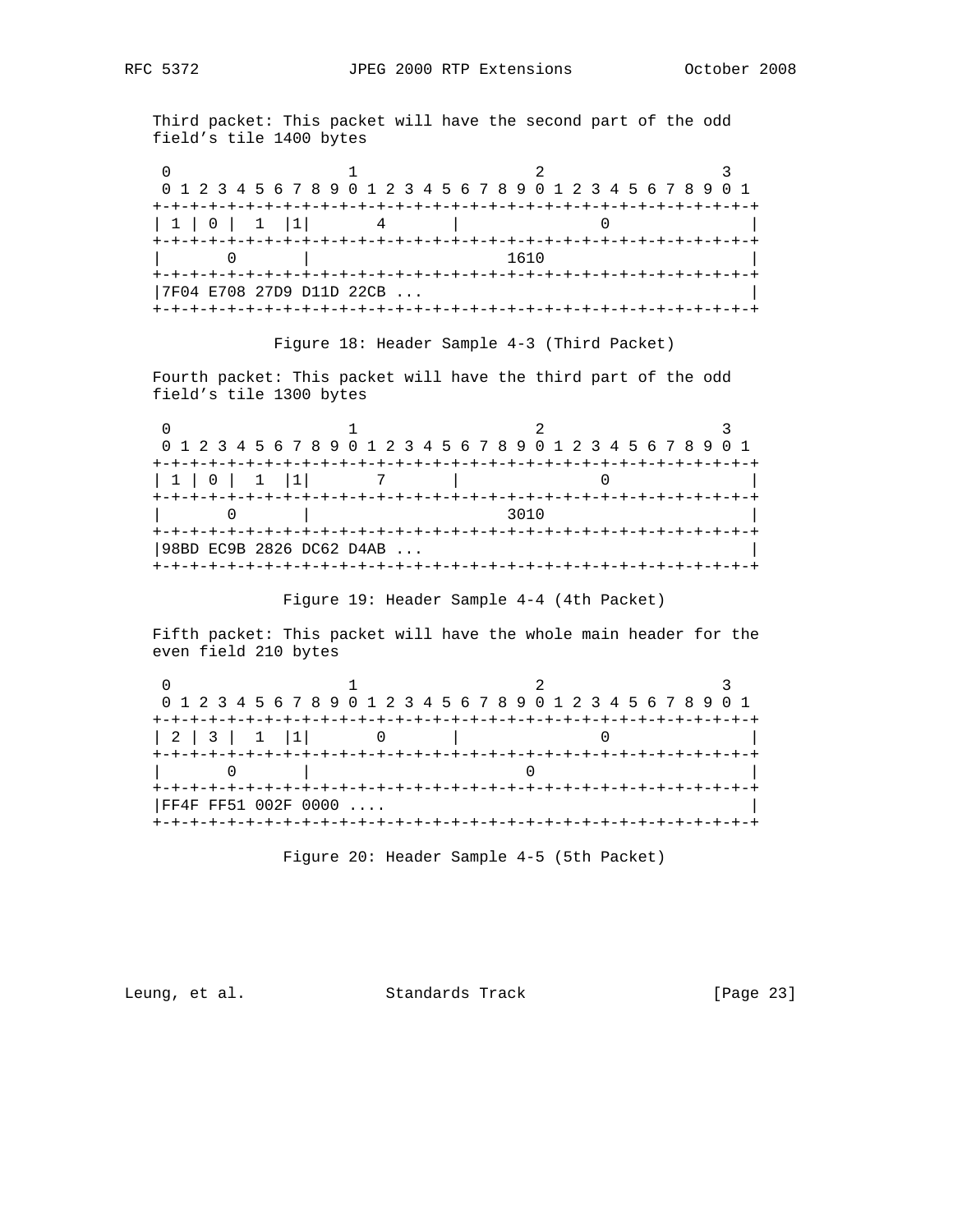Third packet: This packet will have the second part of the odd field's tile 1400 bytes

```
 0                   1                   2                   3
 0 1 2 3 4 5 6 7 8 9 0 1 2 3 4 5 6 7 8 9 0 1 2 3 4 5 6 7 8 9 0 1
+-+-+-+-+-+-+-+-+-+-+-+-+-+-+-+-+-+-+-+-+-+-+-+-+-+-+-+-+-+-+-+-+
| 1 | 0 |  1  |1|       4       |               0               |
+-+-+-+-+-+-+-+-+-+-+-+-+-+-+-+-+-+-+-+-+-+-+-+-+-+-+-+-+-+-+-+-+
|       0       |                     1610                      |
+-+-+-+-+-+-+-+-+-+-+-+-+-+-+-+-+-+-+-+-+-+-+-+-+-+-+-+-+-+-+-+-+
|7F04 E708 27D9 D11D 22CB ...                                   |
+-+-+-+-+-+-+-+-+-+-+-+-+-+-+-+-+-+-+-+-+-+-+-+-+-+-+-+-+-+-+-+-+
```

Figure 18: Header Sample 4-3 (Third Packet)

Fourth packet: This packet will have the third part of the odd field's tile 1300 bytes

```
 0                   1                   2                   3
 0 1 2 3 4 5 6 7 8 9 0 1 2 3 4 5 6 7 8 9 0 1 2 3 4 5 6 7 8 9 0 1
+-+-+-+-+-+-+-+-+-+-+-+-+-+-+-+-+-+-+-+-+-+-+-+-+-+-+-+-+-+-+-+-+
| 1 | 0 |  1  |1|       7       |               0               |
+-+-+-+-+-+-+-+-+-+-+-+-+-+-+-+-+-+-+-+-+-+-+-+-+-+-+-+-+-+-+-+-+
|       0       |                     3010                      |
+-+-+-+-+-+-+-+-+-+-+-+-+-+-+-+-+-+-+-+-+-+-+-+-+-+-+-+-+-+-+-+-+
|98BD EC9B 2826 DC62 D4AB ...                                   |
+-+-+-+-+-+-+-+-+-+-+-+-+-+-+-+-+-+-+-+-+-+-+-+-+-+-+-+-+-+-+-+-+
```

Figure 19: Header Sample 4-4 (4th Packet)

Fifth packet: This packet will have the whole main header for the even field 210 bytes

```
 0                   1                   2                   3
 0 1 2 3 4 5 6 7 8 9 0 1 2 3 4 5 6 7 8 9 0 1 2 3 4 5 6 7 8 9 0 1
+-+-+-+-+-+-+-+-+-+-+-+-+-+-+-+-+-+-+-+-+-+-+-+-+-+-+-+-+-+-+-+-+
| 2 | 3 |  1  |1|       0       |               0               |
+-+-+-+-+-+-+-+-+-+-+-+-+-+-+-+-+-+-+-+-+-+-+-+-+-+-+-+-+-+-+-+-+
|       0       |                       0                       |
+-+-+-+-+-+-+-+-+-+-+-+-+-+-+-+-+-+-+-+-+-+-+-+-+-+-+-+-+-+-+-+-+
|FF4F FF51 002F 0000 ....                                       |
+-+-+-+-+-+-+-+-+-+-+-+-+-+-+-+-+-+-+-+-+-+-+-+-+-+-+-+-+-+-+-+-+
```

Figure 20: Header Sample 4-5 (5th Packet)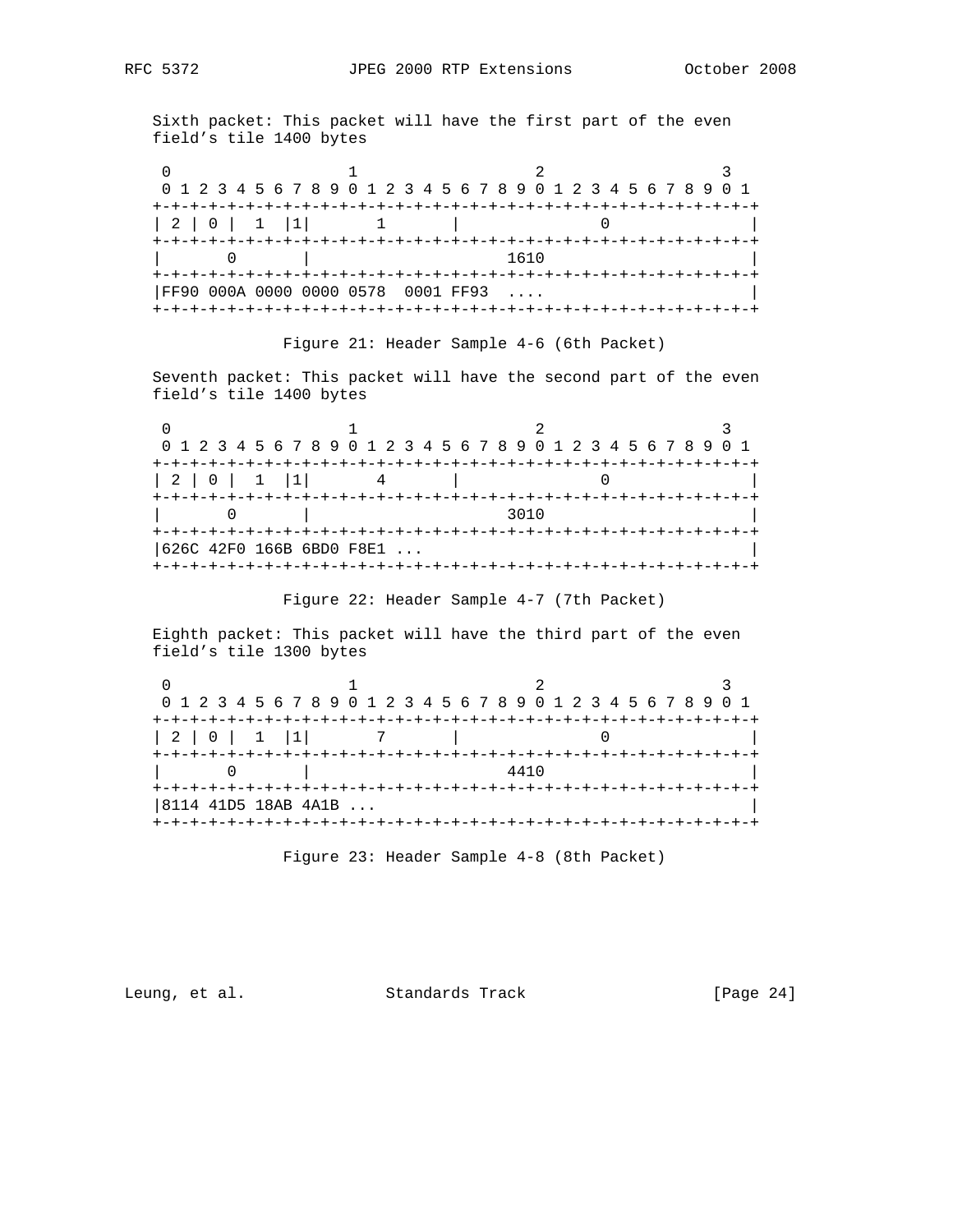Sixth packet: This packet will have the first part of the even field's tile 1400 bytes

```
 0                   1                   2                   3
 0 1 2 3 4 5 6 7 8 9 0 1 2 3 4 5 6 7 8 9 0 1 2 3 4 5 6 7 8 9 0 1
+-+-+-+-+-+-+-+-+-+-+-+-+-+-+-+-+-+-+-+-+-+-+-+-+-+-+-+-+-+-+-+-+
| 2 | 0 |  1  |1|       1       |             0                 |
+-+-+-+-+-+-+-+-+-+-+-+-+-+-+-+-+-+-+-+-+-+-+-+-+-+-+-+-+-+-+-+-+
|       0       |                    1610                       |
+-+-+-+-+-+-+-+-+-+-+-+-+-+-+-+-+-+-+-+-+-+-+-+-+-+-+-+-+-+-+-+-+
|FF90 000A 0000 0000 0578  0001 FF93  ....                      |
+-+-+-+-+-+-+-+-+-+-+-+-+-+-+-+-+-+-+-+-+-+-+-+-+-+-+-+-+-+-+-+-+
```

Figure 21: Header Sample 4-6 (6th Packet)

Seventh packet: This packet will have the second part of the even field's tile 1400 bytes

```
 0                   1                   2                   3
 0 1 2 3 4 5 6 7 8 9 0 1 2 3 4 5 6 7 8 9 0 1 2 3 4 5 6 7 8 9 0 1
+-+-+-+-+-+-+-+-+-+-+-+-+-+-+-+-+-+-+-+-+-+-+-+-+-+-+-+-+-+-+-+-+
| 2 | 0 |  1  |1|       4       |             0                 |
+-+-+-+-+-+-+-+-+-+-+-+-+-+-+-+-+-+-+-+-+-+-+-+-+-+-+-+-+-+-+-+-+
|       0       |                    3010                       |
+-+-+-+-+-+-+-+-+-+-+-+-+-+-+-+-+-+-+-+-+-+-+-+-+-+-+-+-+-+-+-+-+
|626C 42F0 166B 6BD0 F8E1 ...                                   |
+-+-+-+-+-+-+-+-+-+-+-+-+-+-+-+-+-+-+-+-+-+-+-+-+-+-+-+-+-+-+-+-+
```

Figure 22: Header Sample 4-7 (7th Packet)

Eighth packet: This packet will have the third part of the even field's tile 1300 bytes

```
 0                   1                   2                   3
 0 1 2 3 4 5 6 7 8 9 0 1 2 3 4 5 6 7 8 9 0 1 2 3 4 5 6 7 8 9 0 1
+-+-+-+-+-+-+-+-+-+-+-+-+-+-+-+-+-+-+-+-+-+-+-+-+-+-+-+-+-+-+-+-+
| 2 | 0 |  1  |1|       7       |             0                 |
+-+-+-+-+-+-+-+-+-+-+-+-+-+-+-+-+-+-+-+-+-+-+-+-+-+-+-+-+-+-+-+-+
|       0       |                    4410                       |
+-+-+-+-+-+-+-+-+-+-+-+-+-+-+-+-+-+-+-+-+-+-+-+-+-+-+-+-+-+-+-+-+
|8114 41D5 18AB 4A1B ...                                        |
+-+-+-+-+-+-+-+-+-+-+-+-+-+-+-+-+-+-+-+-+-+-+-+-+-+-+-+-+-+-+-+-+
```

Figure 23: Header Sample 4-8 (8th Packet)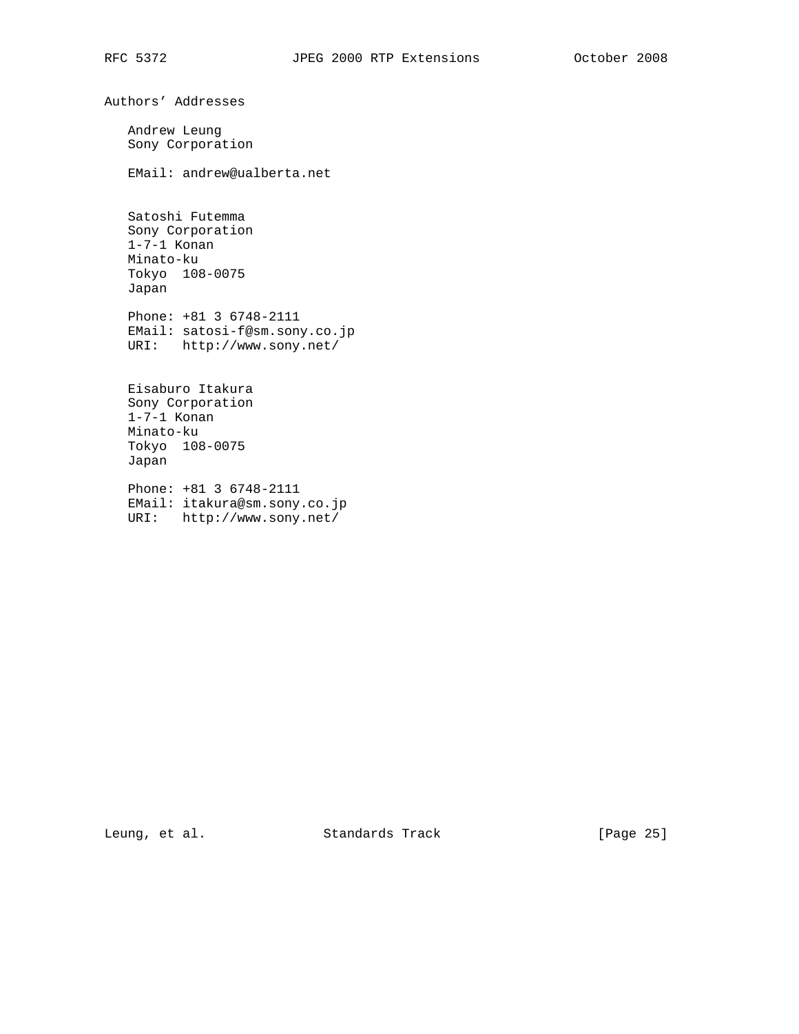## Authors' Addresses

Andrew Leung
Sony Corporation

EMail: andrew@ualberta.net

Satoshi Futemma
Sony Corporation
1-7-1 Konan
Minato-ku
Tokyo 108-0075
Japan

Phone: +81 3 6748-2111
EMail: satosi-f@sm.sony.co.jp
URI: http://www.sony.net/

Eisaburo Itakura
Sony Corporation
1-7-1 Konan
Minato-ku
Tokyo 108-0075
Japan

Phone: +81 3 6748-2111
EMail: itakura@sm.sony.co.jp
URI: http://www.sony.net/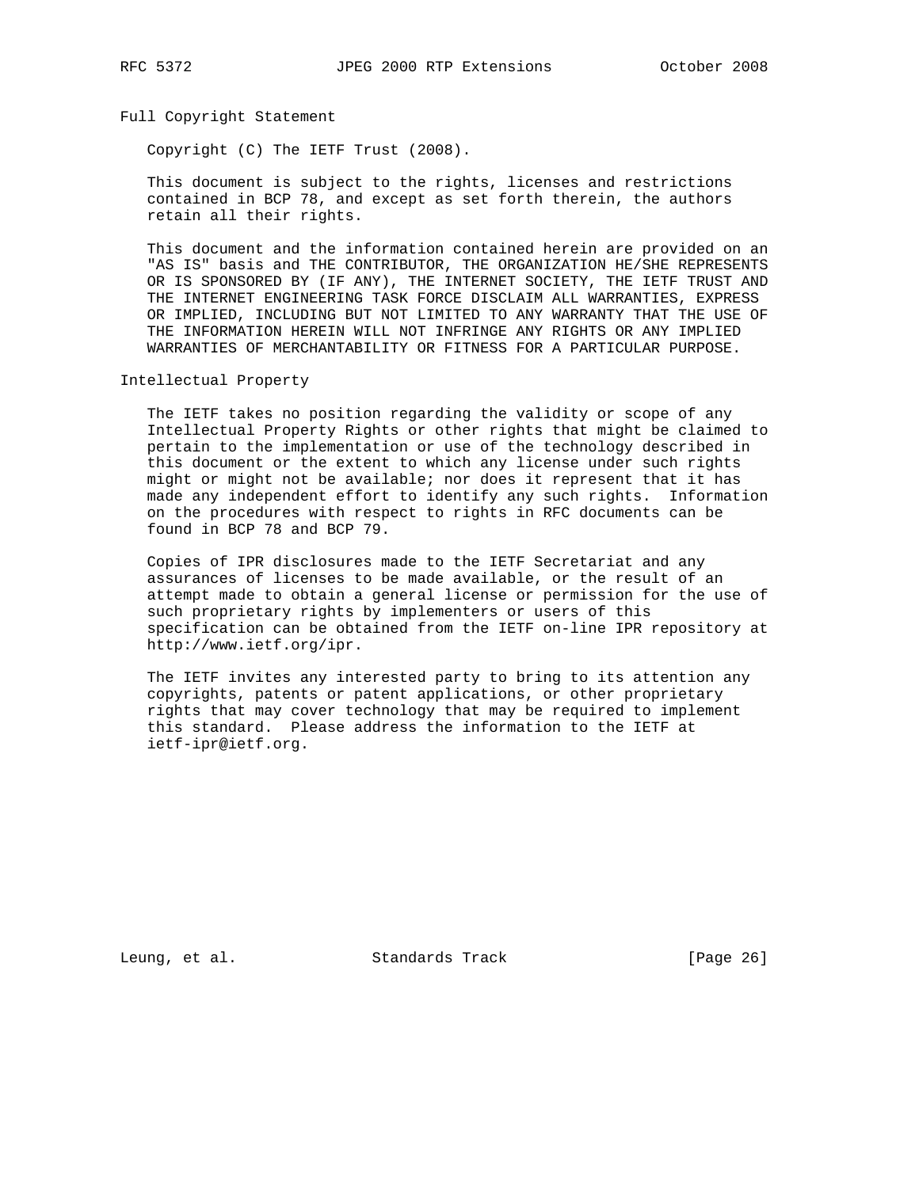## Full Copyright Statement

Copyright (C) The IETF Trust (2008).

This document is subject to the rights, licenses and restrictions contained in BCP 78, and except as set forth therein, the authors retain all their rights.

This document and the information contained herein are provided on an "AS IS" basis and THE CONTRIBUTOR, THE ORGANIZATION HE/SHE REPRESENTS OR IS SPONSORED BY (IF ANY), THE INTERNET SOCIETY, THE IETF TRUST AND THE INTERNET ENGINEERING TASK FORCE DISCLAIM ALL WARRANTIES, EXPRESS OR IMPLIED, INCLUDING BUT NOT LIMITED TO ANY WARRANTY THAT THE USE OF THE INFORMATION HEREIN WILL NOT INFRINGE ANY RIGHTS OR ANY IMPLIED WARRANTIES OF MERCHANTABILITY OR FITNESS FOR A PARTICULAR PURPOSE.

## Intellectual Property

The IETF takes no position regarding the validity or scope of any Intellectual Property Rights or other rights that might be claimed to pertain to the implementation or use of the technology described in this document or the extent to which any license under such rights might or might not be available; nor does it represent that it has made any independent effort to identify any such rights. Information on the procedures with respect to rights in RFC documents can be found in BCP 78 and BCP 79.

Copies of IPR disclosures made to the IETF Secretariat and any assurances of licenses to be made available, or the result of an attempt made to obtain a general license or permission for the use of such proprietary rights by implementers or users of this specification can be obtained from the IETF on-line IPR repository at http://www.ietf.org/ipr.

The IETF invites any interested party to bring to its attention any copyrights, patents or patent applications, or other proprietary rights that may cover technology that may be required to implement this standard. Please address the information to the IETF at ietf-ipr@ietf.org.